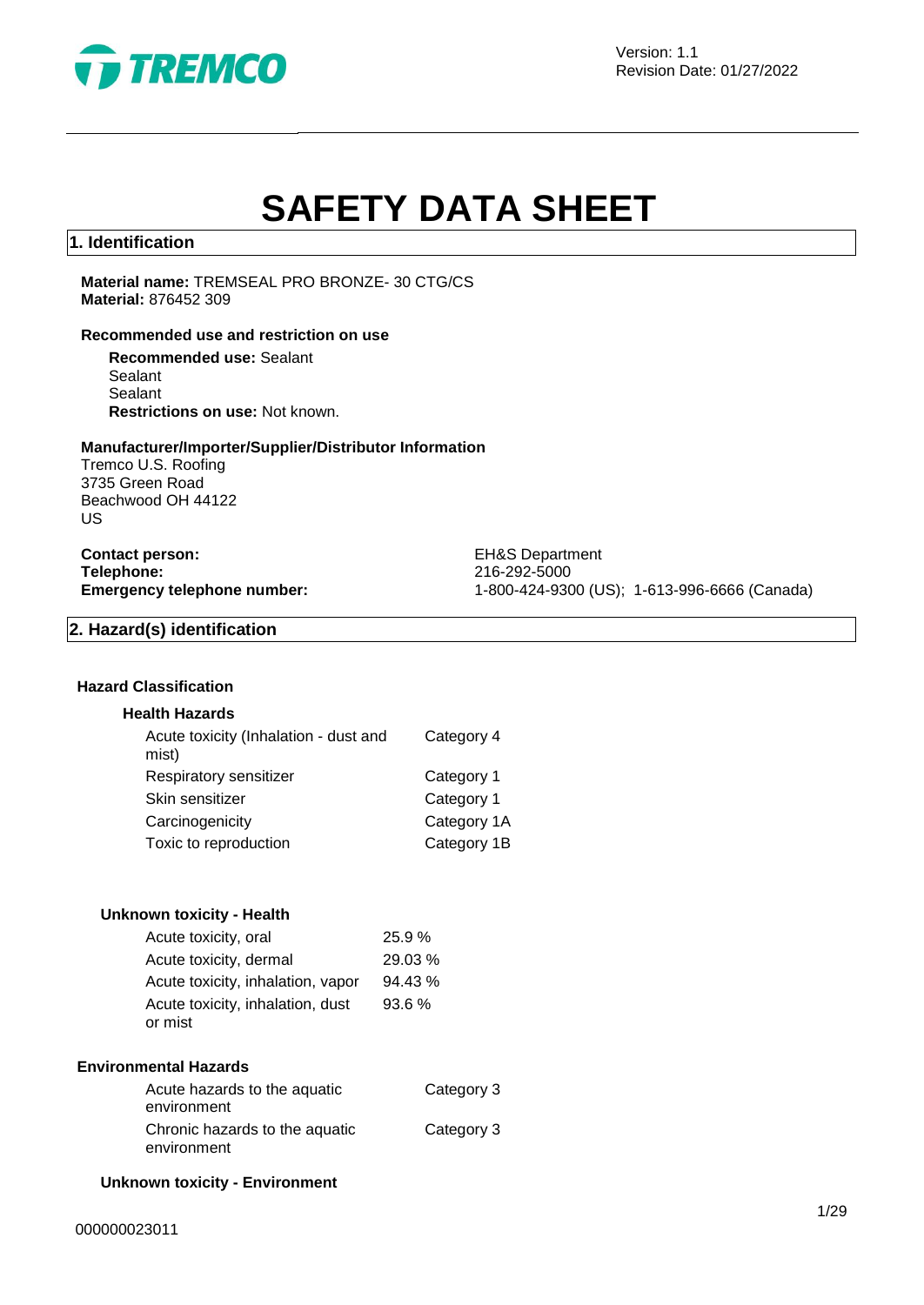Version: 1.1
Revision Date: 01/27/2022

# SAFETY DATA SHEET

## 1. Identification

**Material name:** TREMSEAL PRO BRONZE- 30 CTG/CS
**Material:** 876452 309

**Recommended use and restriction on use**

**Recommended use:** Sealant
Sealant
Sealant
**Restrictions on use:** Not known.

**Manufacturer/Importer/Supplier/Distributor Information**
Tremco U.S. Roofing
3735 Green Road
Beachwood OH 44122
US

**Contact person:** EH&S Department
**Telephone:** 216-292-5000
**Emergency telephone number:** 1-800-424-9300 (US); 1-613-996-6666 (Canada)

## 2. Hazard(s) identification

**Hazard Classification**

**Health Hazards**

| | |
|---|---|
| Acute toxicity (Inhalation - dust and mist) | Category 4 |
| Respiratory sensitizer | Category 1 |
| Skin sensitizer | Category 1 |
| Carcinogenicity | Category 1A |
| Toxic to reproduction | Category 1B |

**Unknown toxicity - Health**

| | |
|---|---|
| Acute toxicity, oral | 25.9 % |
| Acute toxicity, dermal | 29.03 % |
| Acute toxicity, inhalation, vapor | 94.43 % |
| Acute toxicity, inhalation, dust or mist | 93.6 % |

**Environmental Hazards**

| | |
|---|---|
| Acute hazards to the aquatic environment | Category 3 |
| Chronic hazards to the aquatic environment | Category 3 |

**Unknown toxicity - Environment**

000000023011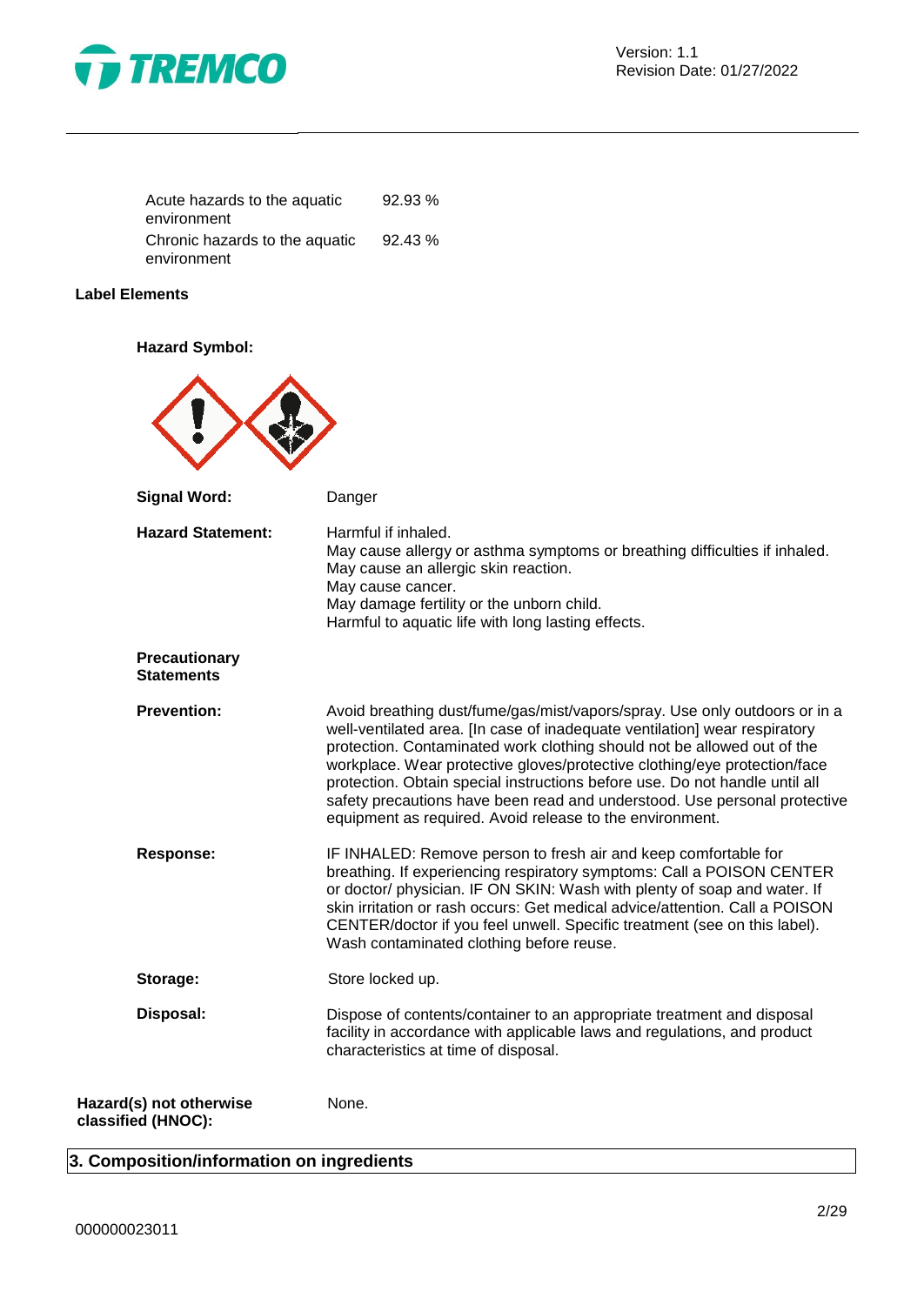| | |
|---|---|
| Acute hazards to the aquatic environment | 92.93 % |
| Chronic hazards to the aquatic environment | 92.43 % |

**Label Elements**

**Hazard Symbol:**

**Signal Word:** Danger

**Hazard Statement:**
Harmful if inhaled.
May cause allergy or asthma symptoms or breathing difficulties if inhaled.
May cause an allergic skin reaction.
May cause cancer.
May damage fertility or the unborn child.
Harmful to aquatic life with long lasting effects.

**Precautionary Statements**

**Prevention:** Avoid breathing dust/fume/gas/mist/vapors/spray. Use only outdoors or in a well-ventilated area. [In case of inadequate ventilation] wear respiratory protection. Contaminated work clothing should not be allowed out of the workplace. Wear protective gloves/protective clothing/eye protection/face protection. Obtain special instructions before use. Do not handle until all safety precautions have been read and understood. Use personal protective equipment as required. Avoid release to the environment.

**Response:** IF INHALED: Remove person to fresh air and keep comfortable for breathing. If experiencing respiratory symptoms: Call a POISON CENTER or doctor/ physician. IF ON SKIN: Wash with plenty of soap and water. If skin irritation or rash occurs: Get medical advice/attention. Call a POISON CENTER/doctor if you feel unwell. Specific treatment (see on this label). Wash contaminated clothing before reuse.

**Storage:** Store locked up.

**Disposal:** Dispose of contents/container to an appropriate treatment and disposal facility in accordance with applicable laws and regulations, and product characteristics at time of disposal.

**Hazard(s) not otherwise classified (HNOC):** None.

## 3. Composition/information on ingredients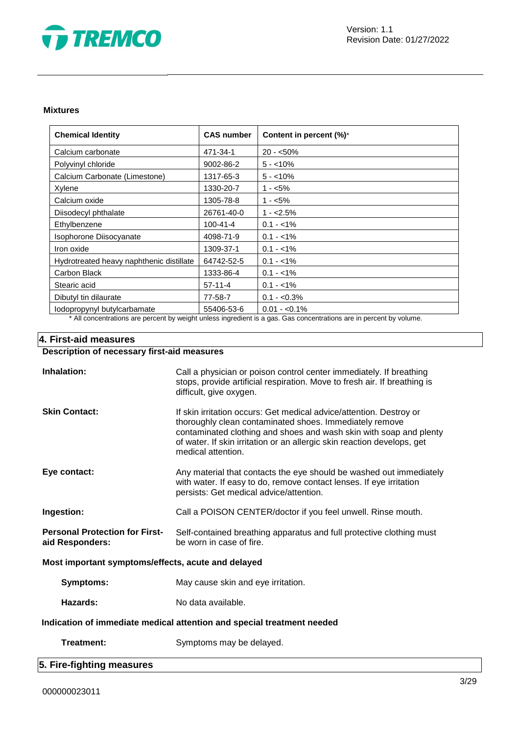### Mixtures

| Chemical Identity | CAS number | Content in percent (%)* |
|---|---|---|
| Calcium carbonate | 471-34-1 | 20 - <50% |
| Polyvinyl chloride | 9002-86-2 | 5 - <10% |
| Calcium Carbonate (Limestone) | 1317-65-3 | 5 - <10% |
| Xylene | 1330-20-7 | 1 - <5% |
| Calcium oxide | 1305-78-8 | 1 - <5% |
| Diisodecyl phthalate | 26761-40-0 | 1 - <2.5% |
| Ethylbenzene | 100-41-4 | 0.1 - <1% |
| Isophorone Diisocyanate | 4098-71-9 | 0.1 - <1% |
| Iron oxide | 1309-37-1 | 0.1 - <1% |
| Hydrotreated heavy naphthenic distillate | 64742-52-5 | 0.1 - <1% |
| Carbon Black | 1333-86-4 | 0.1 - <1% |
| Stearic acid | 57-11-4 | 0.1 - <1% |
| Dibutyl tin dilaurate | 77-58-7 | 0.1 - <0.3% |
| Iodopropynyl butylcarbamate | 55406-53-6 | 0.01 - <0.1% |

* All concentrations are percent by weight unless ingredient is a gas. Gas concentrations are in percent by volume.

## 4. First-aid measures

**Description of necessary first-aid measures**

**Inhalation:** Call a physician or poison control center immediately. If breathing stops, provide artificial respiration. Move to fresh air. If breathing is difficult, give oxygen.

**Skin Contact:** If skin irritation occurs: Get medical advice/attention. Destroy or thoroughly clean contaminated shoes. Immediately remove contaminated clothing and shoes and wash skin with soap and plenty of water. If skin irritation or an allergic skin reaction develops, get medical attention.

**Eye contact:** Any material that contacts the eye should be washed out immediately with water. If easy to do, remove contact lenses. If eye irritation persists: Get medical advice/attention.

**Ingestion:** Call a POISON CENTER/doctor if you feel unwell. Rinse mouth.

**Personal Protection for First-aid Responders:** Self-contained breathing apparatus and full protective clothing must be worn in case of fire.

**Most important symptoms/effects, acute and delayed**

**Symptoms:** May cause skin and eye irritation.

**Hazards:** No data available.

**Indication of immediate medical attention and special treatment needed**

**Treatment:** Symptoms may be delayed.

## 5. Fire-fighting measures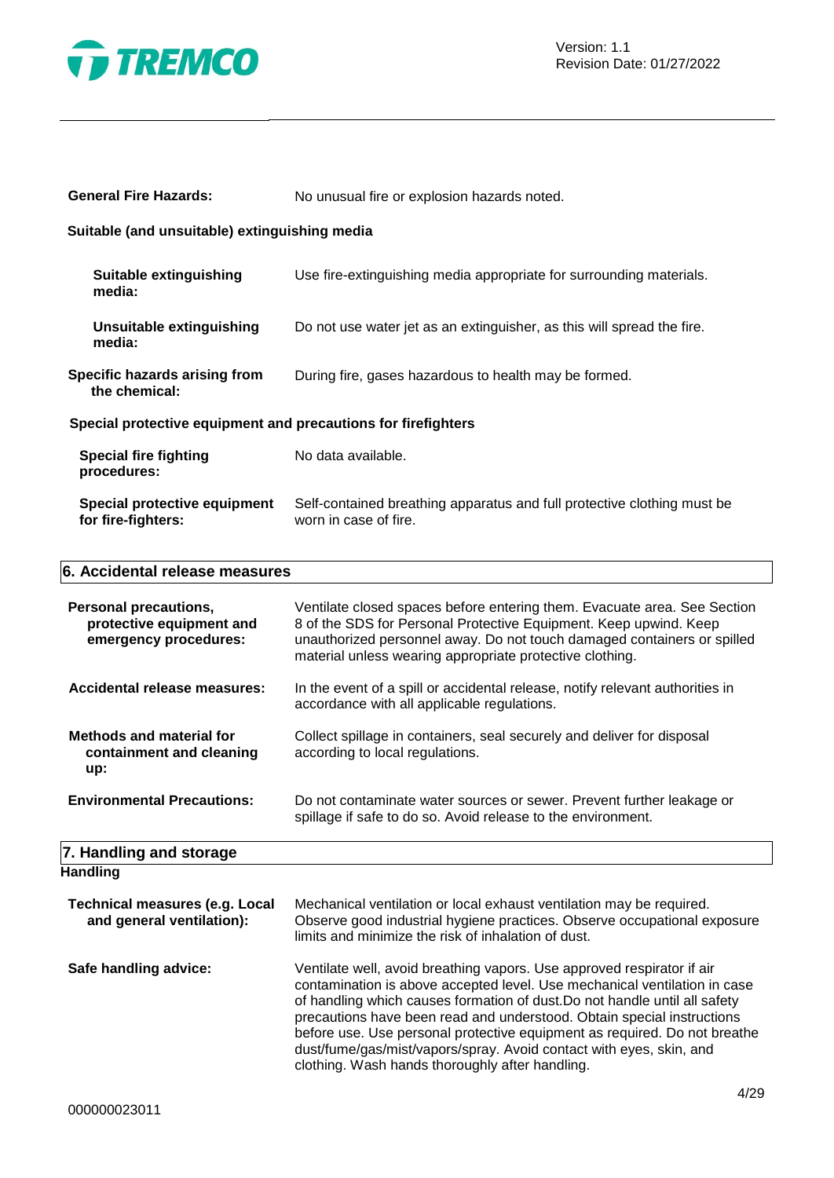**General Fire Hazards:** No unusual fire or explosion hazards noted.

**Suitable (and unsuitable) extinguishing media**

**Suitable extinguishing media:** Use fire-extinguishing media appropriate for surrounding materials.

**Unsuitable extinguishing media:** Do not use water jet as an extinguisher, as this will spread the fire.

**Specific hazards arising from the chemical:** During fire, gases hazardous to health may be formed.

**Special protective equipment and precautions for firefighters**

**Special fire fighting procedures:** No data available.

**Special protective equipment for fire-fighters:** Self-contained breathing apparatus and full protective clothing must be worn in case of fire.

## 6. Accidental release measures

**Personal precautions, protective equipment and emergency procedures:** Ventilate closed spaces before entering them. Evacuate area. See Section 8 of the SDS for Personal Protective Equipment. Keep upwind. Keep unauthorized personnel away. Do not touch damaged containers or spilled material unless wearing appropriate protective clothing.

**Accidental release measures:** In the event of a spill or accidental release, notify relevant authorities in accordance with all applicable regulations.

**Methods and material for containment and cleaning up:** Collect spillage in containers, seal securely and deliver for disposal according to local regulations.

**Environmental Precautions:** Do not contaminate water sources or sewer. Prevent further leakage or spillage if safe to do so. Avoid release to the environment.

## 7. Handling and storage

**Handling**

**Technical measures (e.g. Local and general ventilation):** Mechanical ventilation or local exhaust ventilation may be required. Observe good industrial hygiene practices. Observe occupational exposure limits and minimize the risk of inhalation of dust.

**Safe handling advice:** Ventilate well, avoid breathing vapors. Use approved respirator if air contamination is above accepted level. Use mechanical ventilation in case of handling which causes formation of dust.Do not handle until all safety precautions have been read and understood. Obtain special instructions before use. Use personal protective equipment as required. Do not breathe dust/fume/gas/mist/vapors/spray. Avoid contact with eyes, skin, and clothing. Wash hands thoroughly after handling.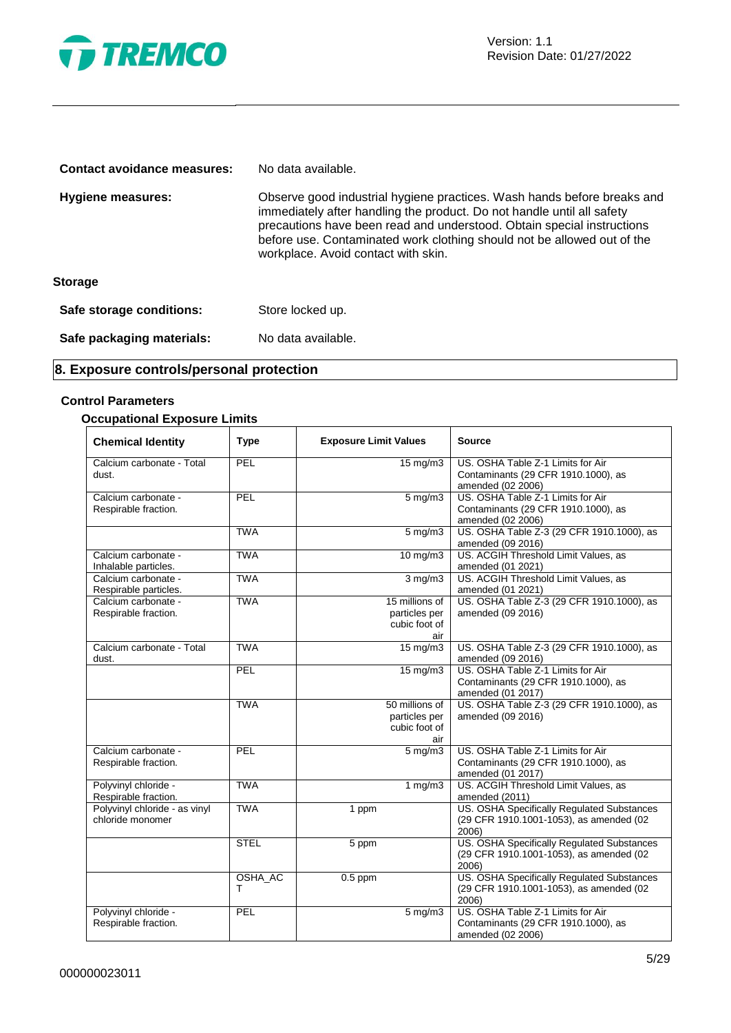**Contact avoidance measures:** No data available.

**Hygiene measures:** Observe good industrial hygiene practices. Wash hands before breaks and immediately after handling the product. Do not handle until all safety precautions have been read and understood. Obtain special instructions before use. Contaminated work clothing should not be allowed out of the workplace. Avoid contact with skin.

### Storage

**Safe storage conditions:** Store locked up.

**Safe packaging materials:** No data available.

## 8. Exposure controls/personal protection

### Control Parameters

#### Occupational Exposure Limits

| Chemical Identity | Type | Exposure Limit Values | Source |
|---|---|---|---|
| Calcium carbonate - Total dust. | PEL | 15 mg/m3 | US. OSHA Table Z-1 Limits for Air Contaminants (29 CFR 1910.1000), as amended (02 2006) |
| Calcium carbonate - Respirable fraction. | PEL | 5 mg/m3 | US. OSHA Table Z-1 Limits for Air Contaminants (29 CFR 1910.1000), as amended (02 2006) |
| | TWA | 5 mg/m3 | US. OSHA Table Z-3 (29 CFR 1910.1000), as amended (09 2016) |
| Calcium carbonate - Inhalable particles. | TWA | 10 mg/m3 | US. ACGIH Threshold Limit Values, as amended (01 2021) |
| Calcium carbonate - Respirable particles. | TWA | 3 mg/m3 | US. ACGIH Threshold Limit Values, as amended (01 2021) |
| Calcium carbonate - Respirable fraction. | TWA | 15 millions of particles per cubic foot of air | US. OSHA Table Z-3 (29 CFR 1910.1000), as amended (09 2016) |
| Calcium carbonate - Total dust. | TWA | 15 mg/m3 | US. OSHA Table Z-3 (29 CFR 1910.1000), as amended (09 2016) |
| | PEL | 15 mg/m3 | US. OSHA Table Z-1 Limits for Air Contaminants (29 CFR 1910.1000), as amended (01 2017) |
| | TWA | 50 millions of particles per cubic foot of air | US. OSHA Table Z-3 (29 CFR 1910.1000), as amended (09 2016) |
| Calcium carbonate - Respirable fraction. | PEL | 5 mg/m3 | US. OSHA Table Z-1 Limits for Air Contaminants (29 CFR 1910.1000), as amended (01 2017) |
| Polyvinyl chloride - Respirable fraction. | TWA | 1 mg/m3 | US. ACGIH Threshold Limit Values, as amended (2011) |
| Polyvinyl chloride - as vinyl chloride monomer | TWA | 1 ppm | US. OSHA Specifically Regulated Substances (29 CFR 1910.1001-1053), as amended (02 2006) |
| | STEL | 5 ppm | US. OSHA Specifically Regulated Substances (29 CFR 1910.1001-1053), as amended (02 2006) |
| | OSHA_ACT | 0.5 ppm | US. OSHA Specifically Regulated Substances (29 CFR 1910.1001-1053), as amended (02 2006) |
| Polyvinyl chloride - Respirable fraction. | PEL | 5 mg/m3 | US. OSHA Table Z-1 Limits for Air Contaminants (29 CFR 1910.1000), as amended (02 2006) |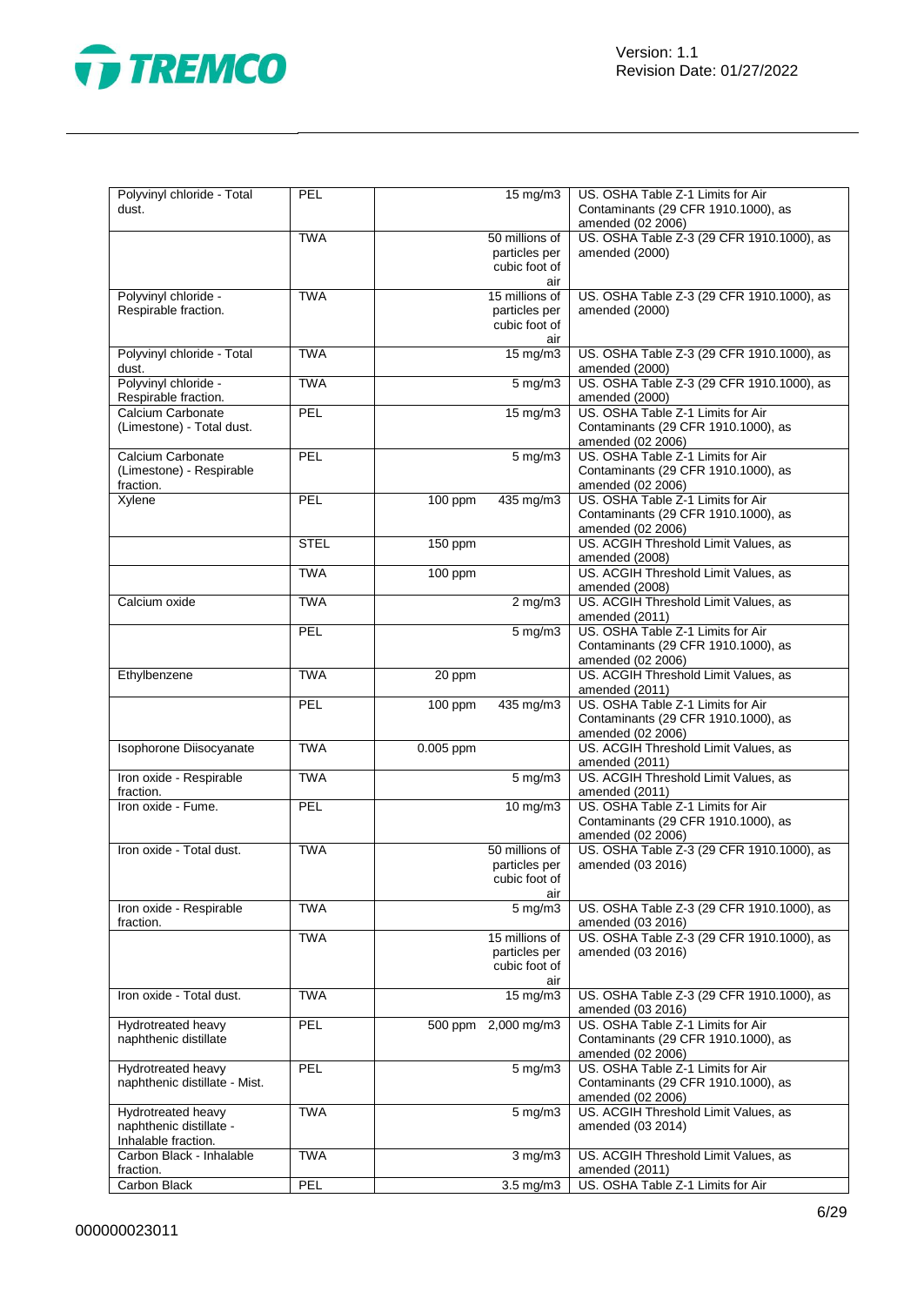| | | | | |
|---|---|---|---|---|
| Polyvinyl chloride - Total dust. | PEL | | 15 mg/m3 | US. OSHA Table Z-1 Limits for Air Contaminants (29 CFR 1910.1000), as amended (02 2006) |
| | TWA | | 50 millions of particles per cubic foot of air | US. OSHA Table Z-3 (29 CFR 1910.1000), as amended (2000) |
| Polyvinyl chloride - Respirable fraction. | TWA | | 15 millions of particles per cubic foot of air | US. OSHA Table Z-3 (29 CFR 1910.1000), as amended (2000) |
| Polyvinyl chloride - Total dust. | TWA | | 15 mg/m3 | US. OSHA Table Z-3 (29 CFR 1910.1000), as amended (2000) |
| Polyvinyl chloride - Respirable fraction. | TWA | | 5 mg/m3 | US. OSHA Table Z-3 (29 CFR 1910.1000), as amended (2000) |
| Calcium Carbonate (Limestone) - Total dust. | PEL | | 15 mg/m3 | US. OSHA Table Z-1 Limits for Air Contaminants (29 CFR 1910.1000), as amended (02 2006) |
| Calcium Carbonate (Limestone) - Respirable fraction. | PEL | | 5 mg/m3 | US. OSHA Table Z-1 Limits for Air Contaminants (29 CFR 1910.1000), as amended (02 2006) |
| Xylene | PEL | 100 ppm | 435 mg/m3 | US. OSHA Table Z-1 Limits for Air Contaminants (29 CFR 1910.1000), as amended (02 2006) |
| | STEL | 150 ppm | | US. ACGIH Threshold Limit Values, as amended (2008) |
| | TWA | 100 ppm | | US. ACGIH Threshold Limit Values, as amended (2008) |
| Calcium oxide | TWA | | 2 mg/m3 | US. ACGIH Threshold Limit Values, as amended (2011) |
| | PEL | | 5 mg/m3 | US. OSHA Table Z-1 Limits for Air Contaminants (29 CFR 1910.1000), as amended (02 2006) |
| Ethylbenzene | TWA | 20 ppm | | US. ACGIH Threshold Limit Values, as amended (2011) |
| | PEL | 100 ppm | 435 mg/m3 | US. OSHA Table Z-1 Limits for Air Contaminants (29 CFR 1910.1000), as amended (02 2006) |
| Isophorone Diisocyanate | TWA | 0.005 ppm | | US. ACGIH Threshold Limit Values, as amended (2011) |
| Iron oxide - Respirable fraction. | TWA | | 5 mg/m3 | US. ACGIH Threshold Limit Values, as amended (2011) |
| Iron oxide - Fume. | PEL | | 10 mg/m3 | US. OSHA Table Z-1 Limits for Air Contaminants (29 CFR 1910.1000), as amended (02 2006) |
| Iron oxide - Total dust. | TWA | | 50 millions of particles per cubic foot of air | US. OSHA Table Z-3 (29 CFR 1910.1000), as amended (03 2016) |
| Iron oxide - Respirable fraction. | TWA | | 5 mg/m3 | US. OSHA Table Z-3 (29 CFR 1910.1000), as amended (03 2016) |
| | TWA | | 15 millions of particles per cubic foot of air | US. OSHA Table Z-3 (29 CFR 1910.1000), as amended (03 2016) |
| Iron oxide - Total dust. | TWA | | 15 mg/m3 | US. OSHA Table Z-3 (29 CFR 1910.1000), as amended (03 2016) |
| Hydrotreated heavy naphthenic distillate | PEL | 500 ppm | 2,000 mg/m3 | US. OSHA Table Z-1 Limits for Air Contaminants (29 CFR 1910.1000), as amended (02 2006) |
| Hydrotreated heavy naphthenic distillate - Mist. | PEL | | 5 mg/m3 | US. OSHA Table Z-1 Limits for Air Contaminants (29 CFR 1910.1000), as amended (02 2006) |
| Hydrotreated heavy naphthenic distillate - Inhalable fraction. | TWA | | 5 mg/m3 | US. ACGIH Threshold Limit Values, as amended (03 2014) |
| Carbon Black - Inhalable fraction. | TWA | | 3 mg/m3 | US. ACGIH Threshold Limit Values, as amended (2011) |
| Carbon Black | PEL | | 3.5 mg/m3 | US. OSHA Table Z-1 Limits for Air |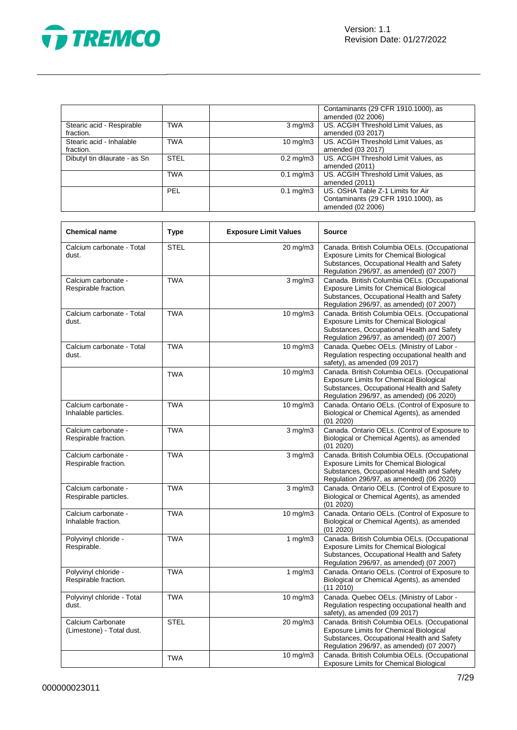| | | | Contaminants (29 CFR 1910.1000), as amended (02 2006) |
|---|---|---|---|
| Stearic acid - Respirable fraction. | TWA | 3 mg/m3 | US. ACGIH Threshold Limit Values, as amended (03 2017) |
| Stearic acid - Inhalable fraction. | TWA | 10 mg/m3 | US. ACGIH Threshold Limit Values, as amended (03 2017) |
| Dibutyl tin dilaurate - as Sn | STEL | 0.2 mg/m3 | US. ACGIH Threshold Limit Values, as amended (2011) |
| | TWA | 0.1 mg/m3 | US. ACGIH Threshold Limit Values, as amended (2011) |
| | PEL | 0.1 mg/m3 | US. OSHA Table Z-1 Limits for Air Contaminants (29 CFR 1910.1000), as amended (02 2006) |

| **Chemical name** | **Type** | **Exposure Limit Values** | **Source** |
|---|---|---|---|
| Calcium carbonate - Total dust. | STEL | 20 mg/m3 | Canada. British Columbia OELs. (Occupational Exposure Limits for Chemical Biological Substances, Occupational Health and Safety Regulation 296/97, as amended) (07 2007) |
| Calcium carbonate - Respirable fraction. | TWA | 3 mg/m3 | Canada. British Columbia OELs. (Occupational Exposure Limits for Chemical Biological Substances, Occupational Health and Safety Regulation 296/97, as amended) (07 2007) |
| Calcium carbonate - Total dust. | TWA | 10 mg/m3 | Canada. British Columbia OELs. (Occupational Exposure Limits for Chemical Biological Substances, Occupational Health and Safety Regulation 296/97, as amended) (07 2007) |
| Calcium carbonate - Total dust. | TWA | 10 mg/m3 | Canada. Quebec OELs. (Ministry of Labor - Regulation respecting occupational health and safety), as amended (09 2017) |
| | TWA | 10 mg/m3 | Canada. British Columbia OELs. (Occupational Exposure Limits for Chemical Biological Substances, Occupational Health and Safety Regulation 296/97, as amended) (06 2020) |
| Calcium carbonate - Inhalable particles. | TWA | 10 mg/m3 | Canada. Ontario OELs. (Control of Exposure to Biological or Chemical Agents), as amended (01 2020) |
| Calcium carbonate - Respirable fraction. | TWA | 3 mg/m3 | Canada. Ontario OELs. (Control of Exposure to Biological or Chemical Agents), as amended (01 2020) |
| Calcium carbonate - Respirable fraction. | TWA | 3 mg/m3 | Canada. British Columbia OELs. (Occupational Exposure Limits for Chemical Biological Substances, Occupational Health and Safety Regulation 296/97, as amended) (06 2020) |
| Calcium carbonate - Respirable particles. | TWA | 3 mg/m3 | Canada. Ontario OELs. (Control of Exposure to Biological or Chemical Agents), as amended (01 2020) |
| Calcium carbonate - Inhalable fraction. | TWA | 10 mg/m3 | Canada. Ontario OELs. (Control of Exposure to Biological or Chemical Agents), as amended (01 2020) |
| Polyvinyl chloride - Respirable. | TWA | 1 mg/m3 | Canada. British Columbia OELs. (Occupational Exposure Limits for Chemical Biological Substances, Occupational Health and Safety Regulation 296/97, as amended) (07 2007) |
| Polyvinyl chloride - Respirable fraction. | TWA | 1 mg/m3 | Canada. Ontario OELs. (Control of Exposure to Biological or Chemical Agents), as amended (11 2010) |
| Polyvinyl chloride - Total dust. | TWA | 10 mg/m3 | Canada. Quebec OELs. (Ministry of Labor - Regulation respecting occupational health and safety), as amended (09 2017) |
| Calcium Carbonate (Limestone) - Total dust. | STEL | 20 mg/m3 | Canada. British Columbia OELs. (Occupational Exposure Limits for Chemical Biological Substances, Occupational Health and Safety Regulation 296/97, as amended) (07 2007) |
| | TWA | 10 mg/m3 | Canada. British Columbia OELs. (Occupational Exposure Limits for Chemical Biological |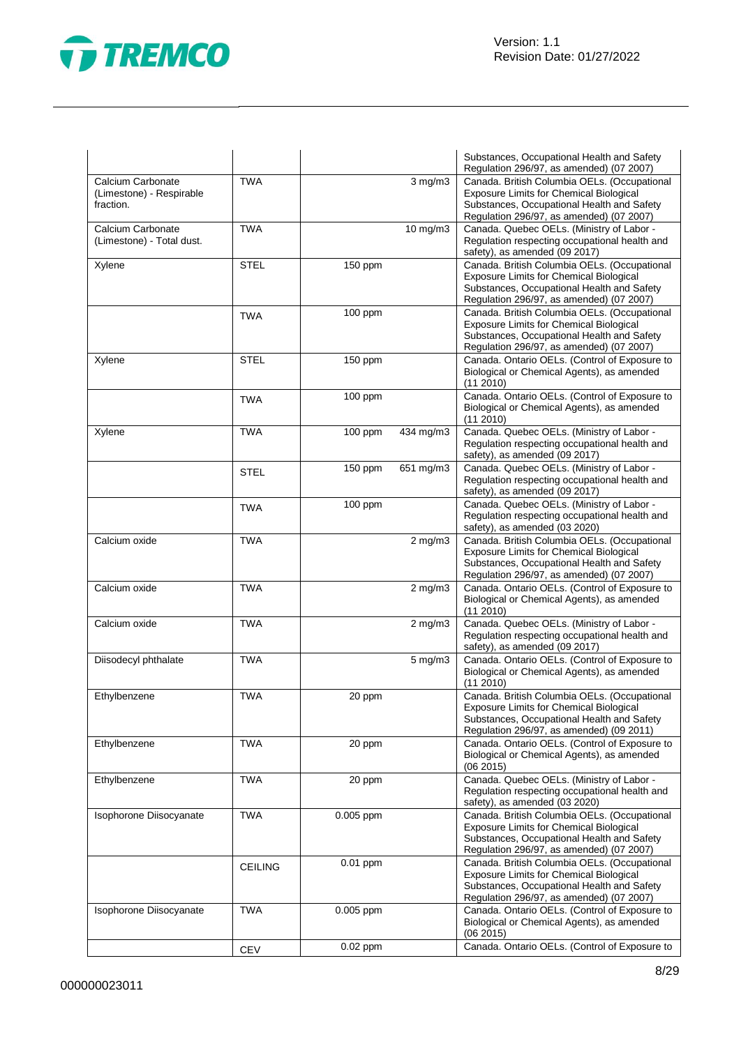| | | | | |
|---|---|---|---|---|
| | | | | Substances, Occupational Health and Safety Regulation 296/97, as amended) (07 2007) |
| Calcium Carbonate (Limestone) - Respirable fraction. | TWA | | 3 mg/m3 | Canada. British Columbia OELs. (Occupational Exposure Limits for Chemical Biological Substances, Occupational Health and Safety Regulation 296/97, as amended) (07 2007) |
| Calcium Carbonate (Limestone) - Total dust. | TWA | | 10 mg/m3 | Canada. Quebec OELs. (Ministry of Labor - Regulation respecting occupational health and safety), as amended (09 2017) |
| Xylene | STEL | 150 ppm | | Canada. British Columbia OELs. (Occupational Exposure Limits for Chemical Biological Substances, Occupational Health and Safety Regulation 296/97, as amended) (07 2007) |
| | TWA | 100 ppm | | Canada. British Columbia OELs. (Occupational Exposure Limits for Chemical Biological Substances, Occupational Health and Safety Regulation 296/97, as amended) (07 2007) |
| Xylene | STEL | 150 ppm | | Canada. Ontario OELs. (Control of Exposure to Biological or Chemical Agents), as amended (11 2010) |
| | TWA | 100 ppm | | Canada. Ontario OELs. (Control of Exposure to Biological or Chemical Agents), as amended (11 2010) |
| Xylene | TWA | 100 ppm | 434 mg/m3 | Canada. Quebec OELs. (Ministry of Labor - Regulation respecting occupational health and safety), as amended (09 2017) |
| | STEL | 150 ppm | 651 mg/m3 | Canada. Quebec OELs. (Ministry of Labor - Regulation respecting occupational health and safety), as amended (09 2017) |
| | TWA | 100 ppm | | Canada. Quebec OELs. (Ministry of Labor - Regulation respecting occupational health and safety), as amended (03 2020) |
| Calcium oxide | TWA | | 2 mg/m3 | Canada. British Columbia OELs. (Occupational Exposure Limits for Chemical Biological Substances, Occupational Health and Safety Regulation 296/97, as amended) (07 2007) |
| Calcium oxide | TWA | | 2 mg/m3 | Canada. Ontario OELs. (Control of Exposure to Biological or Chemical Agents), as amended (11 2010) |
| Calcium oxide | TWA | | 2 mg/m3 | Canada. Quebec OELs. (Ministry of Labor - Regulation respecting occupational health and safety), as amended (09 2017) |
| Diisodecyl phthalate | TWA | | 5 mg/m3 | Canada. Ontario OELs. (Control of Exposure to Biological or Chemical Agents), as amended (11 2010) |
| Ethylbenzene | TWA | 20 ppm | | Canada. British Columbia OELs. (Occupational Exposure Limits for Chemical Biological Substances, Occupational Health and Safety Regulation 296/97, as amended) (09 2011) |
| Ethylbenzene | TWA | 20 ppm | | Canada. Ontario OELs. (Control of Exposure to Biological or Chemical Agents), as amended (06 2015) |
| Ethylbenzene | TWA | 20 ppm | | Canada. Quebec OELs. (Ministry of Labor - Regulation respecting occupational health and safety), as amended (03 2020) |
| Isophorone Diisocyanate | TWA | 0.005 ppm | | Canada. British Columbia OELs. (Occupational Exposure Limits for Chemical Biological Substances, Occupational Health and Safety Regulation 296/97, as amended) (07 2007) |
| | CEILING | 0.01 ppm | | Canada. British Columbia OELs. (Occupational Exposure Limits for Chemical Biological Substances, Occupational Health and Safety Regulation 296/97, as amended) (07 2007) |
| Isophorone Diisocyanate | TWA | 0.005 ppm | | Canada. Ontario OELs. (Control of Exposure to Biological or Chemical Agents), as amended (06 2015) |
| | CEV | 0.02 ppm | | Canada. Ontario OELs. (Control of Exposure to |

000000023011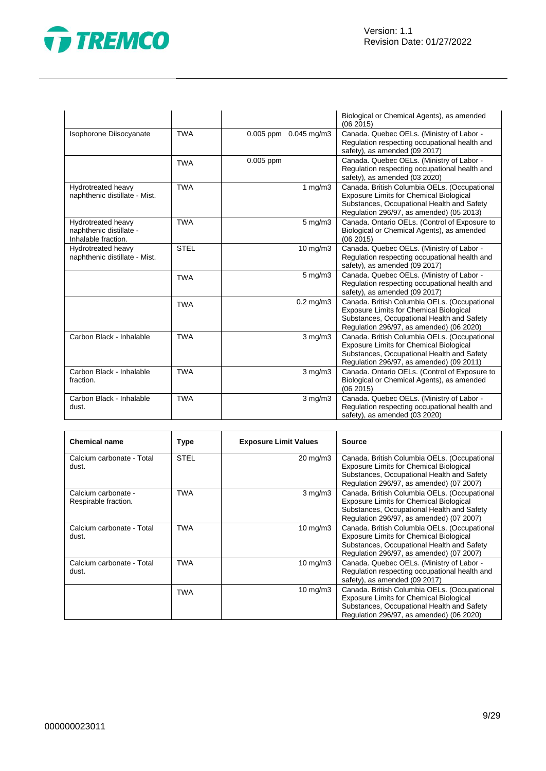| | | | Biological or Chemical Agents), as amended (06 2015) |
|---|---|---|---|
| Isophorone Diisocyanate | TWA | 0.005 ppm 0.045 mg/m3 | Canada. Quebec OELs. (Ministry of Labor - Regulation respecting occupational health and safety), as amended (09 2017) |
| | TWA | 0.005 ppm | Canada. Quebec OELs. (Ministry of Labor - Regulation respecting occupational health and safety), as amended (03 2020) |
| Hydrotreated heavy naphthenic distillate - Mist. | TWA | 1 mg/m3 | Canada. British Columbia OELs. (Occupational Exposure Limits for Chemical Biological Substances, Occupational Health and Safety Regulation 296/97, as amended) (05 2013) |
| Hydrotreated heavy naphthenic distillate - Inhalable fraction. | TWA | 5 mg/m3 | Canada. Ontario OELs. (Control of Exposure to Biological or Chemical Agents), as amended (06 2015) |
| Hydrotreated heavy naphthenic distillate - Mist. | STEL | 10 mg/m3 | Canada. Quebec OELs. (Ministry of Labor - Regulation respecting occupational health and safety), as amended (09 2017) |
| | TWA | 5 mg/m3 | Canada. Quebec OELs. (Ministry of Labor - Regulation respecting occupational health and safety), as amended (09 2017) |
| | TWA | 0.2 mg/m3 | Canada. British Columbia OELs. (Occupational Exposure Limits for Chemical Biological Substances, Occupational Health and Safety Regulation 296/97, as amended) (06 2020) |
| Carbon Black - Inhalable | TWA | 3 mg/m3 | Canada. British Columbia OELs. (Occupational Exposure Limits for Chemical Biological Substances, Occupational Health and Safety Regulation 296/97, as amended) (09 2011) |
| Carbon Black - Inhalable fraction. | TWA | 3 mg/m3 | Canada. Ontario OELs. (Control of Exposure to Biological or Chemical Agents), as amended (06 2015) |
| Carbon Black - Inhalable dust. | TWA | 3 mg/m3 | Canada. Quebec OELs. (Ministry of Labor - Regulation respecting occupational health and safety), as amended (03 2020) |

| Chemical name | Type | Exposure Limit Values | Source |
|---|---|---|---|
| Calcium carbonate - Total dust. | STEL | 20 mg/m3 | Canada. British Columbia OELs. (Occupational Exposure Limits for Chemical Biological Substances, Occupational Health and Safety Regulation 296/97, as amended) (07 2007) |
| Calcium carbonate - Respirable fraction. | TWA | 3 mg/m3 | Canada. British Columbia OELs. (Occupational Exposure Limits for Chemical Biological Substances, Occupational Health and Safety Regulation 296/97, as amended) (07 2007) |
| Calcium carbonate - Total dust. | TWA | 10 mg/m3 | Canada. British Columbia OELs. (Occupational Exposure Limits for Chemical Biological Substances, Occupational Health and Safety Regulation 296/97, as amended) (07 2007) |
| Calcium carbonate - Total dust. | TWA | 10 mg/m3 | Canada. Quebec OELs. (Ministry of Labor - Regulation respecting occupational health and safety), as amended (09 2017) |
| | TWA | 10 mg/m3 | Canada. British Columbia OELs. (Occupational Exposure Limits for Chemical Biological Substances, Occupational Health and Safety Regulation 296/97, as amended) (06 2020) |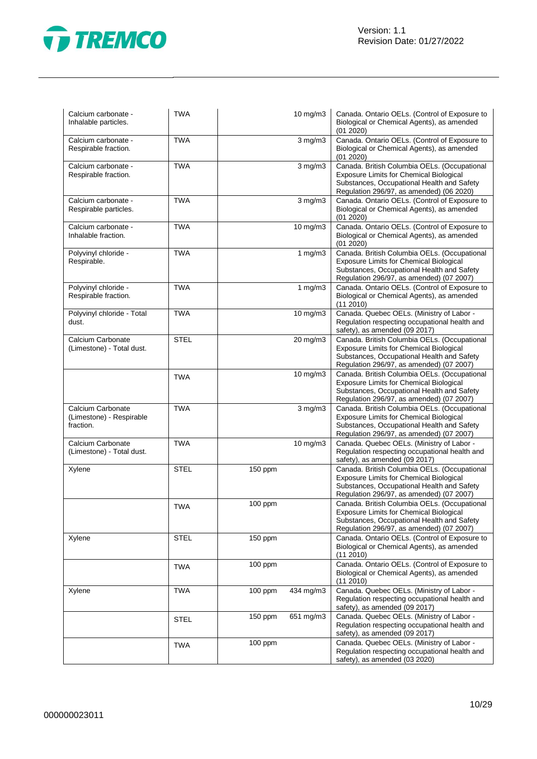| | | | | |
|---|---|---|---|---|
| Calcium carbonate - Inhalable particles. | TWA | | 10 mg/m3 | Canada. Ontario OELs. (Control of Exposure to Biological or Chemical Agents), as amended (01 2020) |
| Calcium carbonate - Respirable fraction. | TWA | | 3 mg/m3 | Canada. Ontario OELs. (Control of Exposure to Biological or Chemical Agents), as amended (01 2020) |
| Calcium carbonate - Respirable fraction. | TWA | | 3 mg/m3 | Canada. British Columbia OELs. (Occupational Exposure Limits for Chemical Biological Substances, Occupational Health and Safety Regulation 296/97, as amended) (06 2020) |
| Calcium carbonate - Respirable particles. | TWA | | 3 mg/m3 | Canada. Ontario OELs. (Control of Exposure to Biological or Chemical Agents), as amended (01 2020) |
| Calcium carbonate - Inhalable fraction. | TWA | | 10 mg/m3 | Canada. Ontario OELs. (Control of Exposure to Biological or Chemical Agents), as amended (01 2020) |
| Polyvinyl chloride - Respirable. | TWA | | 1 mg/m3 | Canada. British Columbia OELs. (Occupational Exposure Limits for Chemical Biological Substances, Occupational Health and Safety Regulation 296/97, as amended) (07 2007) |
| Polyvinyl chloride - Respirable fraction. | TWA | | 1 mg/m3 | Canada. Ontario OELs. (Control of Exposure to Biological or Chemical Agents), as amended (11 2010) |
| Polyvinyl chloride - Total dust. | TWA | | 10 mg/m3 | Canada. Quebec OELs. (Ministry of Labor - Regulation respecting occupational health and safety), as amended (09 2017) |
| Calcium Carbonate (Limestone) - Total dust. | STEL | | 20 mg/m3 | Canada. British Columbia OELs. (Occupational Exposure Limits for Chemical Biological Substances, Occupational Health and Safety Regulation 296/97, as amended) (07 2007) |
| | TWA | | 10 mg/m3 | Canada. British Columbia OELs. (Occupational Exposure Limits for Chemical Biological Substances, Occupational Health and Safety Regulation 296/97, as amended) (07 2007) |
| Calcium Carbonate (Limestone) - Respirable fraction. | TWA | | 3 mg/m3 | Canada. British Columbia OELs. (Occupational Exposure Limits for Chemical Biological Substances, Occupational Health and Safety Regulation 296/97, as amended) (07 2007) |
| Calcium Carbonate (Limestone) - Total dust. | TWA | | 10 mg/m3 | Canada. Quebec OELs. (Ministry of Labor - Regulation respecting occupational health and safety), as amended (09 2017) |
| Xylene | STEL | 150 ppm | | Canada. British Columbia OELs. (Occupational Exposure Limits for Chemical Biological Substances, Occupational Health and Safety Regulation 296/97, as amended) (07 2007) |
| | TWA | 100 ppm | | Canada. British Columbia OELs. (Occupational Exposure Limits for Chemical Biological Substances, Occupational Health and Safety Regulation 296/97, as amended) (07 2007) |
| Xylene | STEL | 150 ppm | | Canada. Ontario OELs. (Control of Exposure to Biological or Chemical Agents), as amended (11 2010) |
| | TWA | 100 ppm | | Canada. Ontario OELs. (Control of Exposure to Biological or Chemical Agents), as amended (11 2010) |
| Xylene | TWA | 100 ppm | 434 mg/m3 | Canada. Quebec OELs. (Ministry of Labor - Regulation respecting occupational health and safety), as amended (09 2017) |
| | STEL | 150 ppm | 651 mg/m3 | Canada. Quebec OELs. (Ministry of Labor - Regulation respecting occupational health and safety), as amended (09 2017) |
| | TWA | 100 ppm | | Canada. Quebec OELs. (Ministry of Labor - Regulation respecting occupational health and safety), as amended (03 2020) |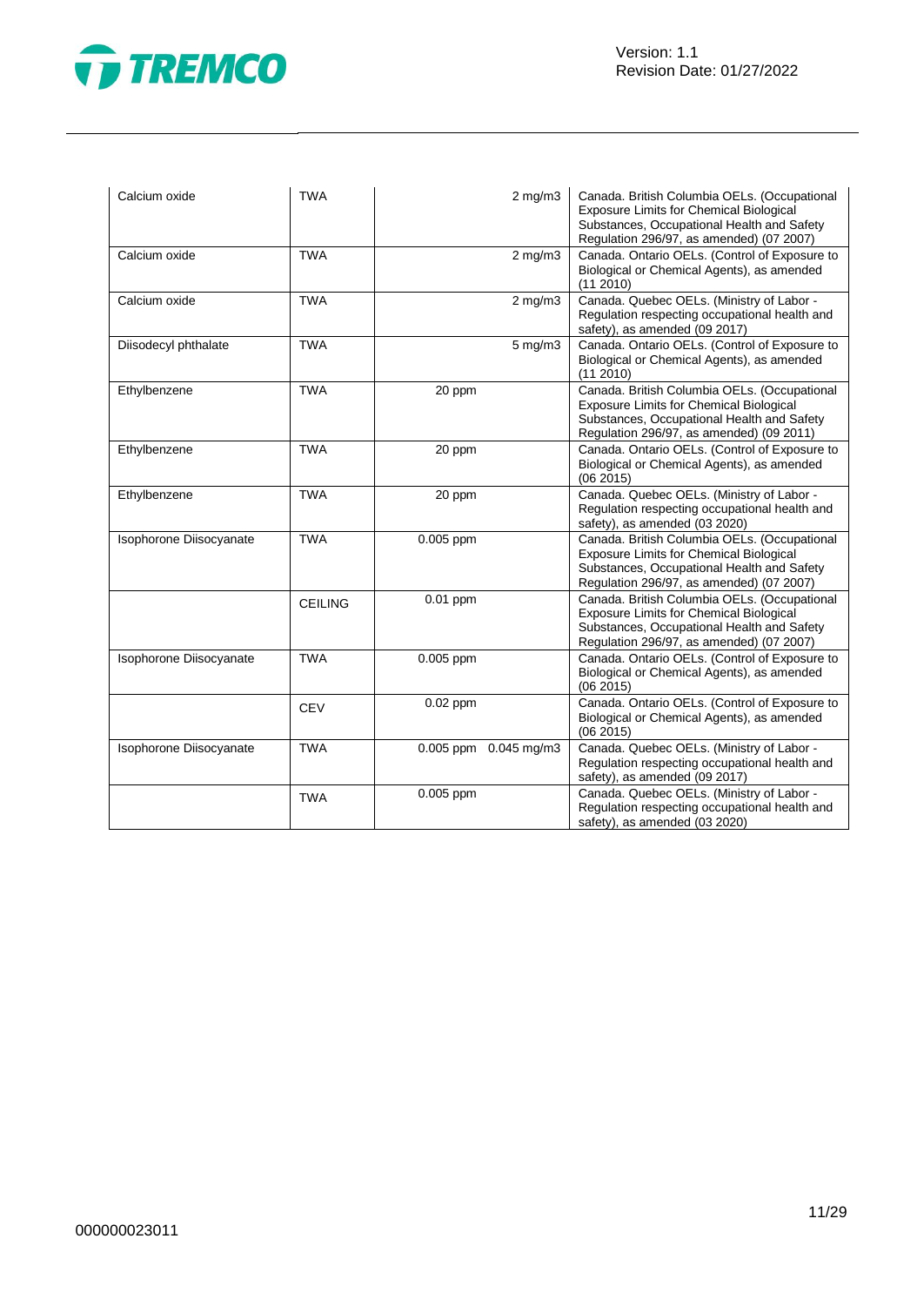| Calcium oxide | TWA | | 2 mg/m3 | Canada. British Columbia OELs. (Occupational Exposure Limits for Chemical Biological Substances, Occupational Health and Safety Regulation 296/97, as amended) (07 2007) |
|---|---|---|---|---|
| Calcium oxide | TWA | | 2 mg/m3 | Canada. Ontario OELs. (Control of Exposure to Biological or Chemical Agents), as amended (11 2010) |
| Calcium oxide | TWA | | 2 mg/m3 | Canada. Quebec OELs. (Ministry of Labor - Regulation respecting occupational health and safety), as amended (09 2017) |
| Diisodecyl phthalate | TWA | | 5 mg/m3 | Canada. Ontario OELs. (Control of Exposure to Biological or Chemical Agents), as amended (11 2010) |
| Ethylbenzene | TWA | 20 ppm | | Canada. British Columbia OELs. (Occupational Exposure Limits for Chemical Biological Substances, Occupational Health and Safety Regulation 296/97, as amended) (09 2011) |
| Ethylbenzene | TWA | 20 ppm | | Canada. Ontario OELs. (Control of Exposure to Biological or Chemical Agents), as amended (06 2015) |
| Ethylbenzene | TWA | 20 ppm | | Canada. Quebec OELs. (Ministry of Labor - Regulation respecting occupational health and safety), as amended (03 2020) |
| Isophorone Diisocyanate | TWA | 0.005 ppm | | Canada. British Columbia OELs. (Occupational Exposure Limits for Chemical Biological Substances, Occupational Health and Safety Regulation 296/97, as amended) (07 2007) |
| | CEILING | 0.01 ppm | | Canada. British Columbia OELs. (Occupational Exposure Limits for Chemical Biological Substances, Occupational Health and Safety Regulation 296/97, as amended) (07 2007) |
| Isophorone Diisocyanate | TWA | 0.005 ppm | | Canada. Ontario OELs. (Control of Exposure to Biological or Chemical Agents), as amended (06 2015) |
| | CEV | 0.02 ppm | | Canada. Ontario OELs. (Control of Exposure to Biological or Chemical Agents), as amended (06 2015) |
| Isophorone Diisocyanate | TWA | 0.005 ppm | 0.045 mg/m3 | Canada. Quebec OELs. (Ministry of Labor - Regulation respecting occupational health and safety), as amended (09 2017) |
| | TWA | 0.005 ppm | | Canada. Quebec OELs. (Ministry of Labor - Regulation respecting occupational health and safety), as amended (03 2020) |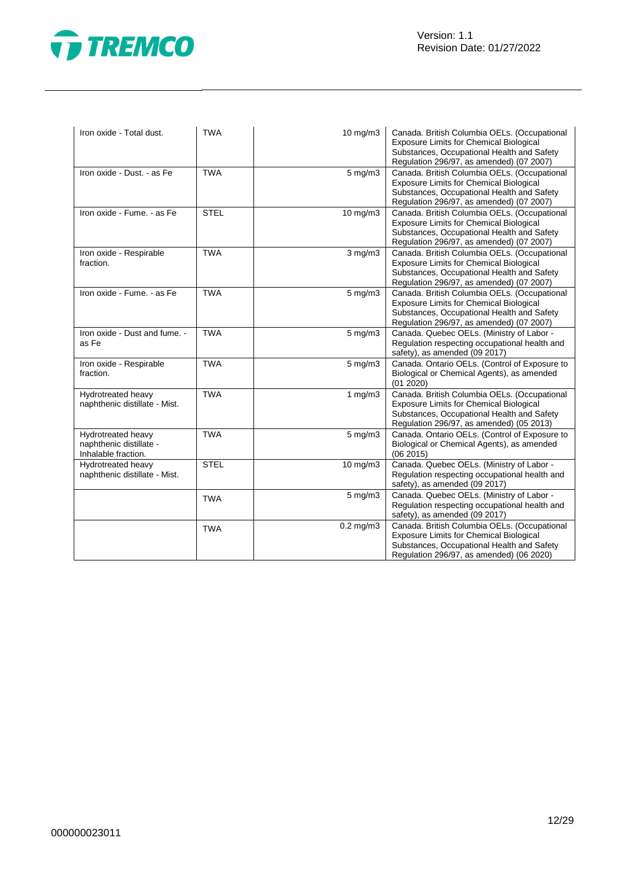| | | | |
|---|---|---|---|
| Iron oxide - Total dust. | TWA | 10 mg/m3 | Canada. British Columbia OELs. (Occupational Exposure Limits for Chemical Biological Substances, Occupational Health and Safety Regulation 296/97, as amended) (07 2007) |
| Iron oxide - Dust. - as Fe | TWA | 5 mg/m3 | Canada. British Columbia OELs. (Occupational Exposure Limits for Chemical Biological Substances, Occupational Health and Safety Regulation 296/97, as amended) (07 2007) |
| Iron oxide - Fume. - as Fe | STEL | 10 mg/m3 | Canada. British Columbia OELs. (Occupational Exposure Limits for Chemical Biological Substances, Occupational Health and Safety Regulation 296/97, as amended) (07 2007) |
| Iron oxide - Respirable fraction. | TWA | 3 mg/m3 | Canada. British Columbia OELs. (Occupational Exposure Limits for Chemical Biological Substances, Occupational Health and Safety Regulation 296/97, as amended) (07 2007) |
| Iron oxide - Fume. - as Fe | TWA | 5 mg/m3 | Canada. British Columbia OELs. (Occupational Exposure Limits for Chemical Biological Substances, Occupational Health and Safety Regulation 296/97, as amended) (07 2007) |
| Iron oxide - Dust and fume. - as Fe | TWA | 5 mg/m3 | Canada. Quebec OELs. (Ministry of Labor - Regulation respecting occupational health and safety), as amended (09 2017) |
| Iron oxide - Respirable fraction. | TWA | 5 mg/m3 | Canada. Ontario OELs. (Control of Exposure to Biological or Chemical Agents), as amended (01 2020) |
| Hydrotreated heavy naphthenic distillate - Mist. | TWA | 1 mg/m3 | Canada. British Columbia OELs. (Occupational Exposure Limits for Chemical Biological Substances, Occupational Health and Safety Regulation 296/97, as amended) (05 2013) |
| Hydrotreated heavy naphthenic distillate - Inhalable fraction. | TWA | 5 mg/m3 | Canada. Ontario OELs. (Control of Exposure to Biological or Chemical Agents), as amended (06 2015) |
| Hydrotreated heavy naphthenic distillate - Mist. | STEL | 10 mg/m3 | Canada. Quebec OELs. (Ministry of Labor - Regulation respecting occupational health and safety), as amended (09 2017) |
| | TWA | 5 mg/m3 | Canada. Quebec OELs. (Ministry of Labor - Regulation respecting occupational health and safety), as amended (09 2017) |
| | TWA | 0.2 mg/m3 | Canada. British Columbia OELs. (Occupational Exposure Limits for Chemical Biological Substances, Occupational Health and Safety Regulation 296/97, as amended) (06 2020) |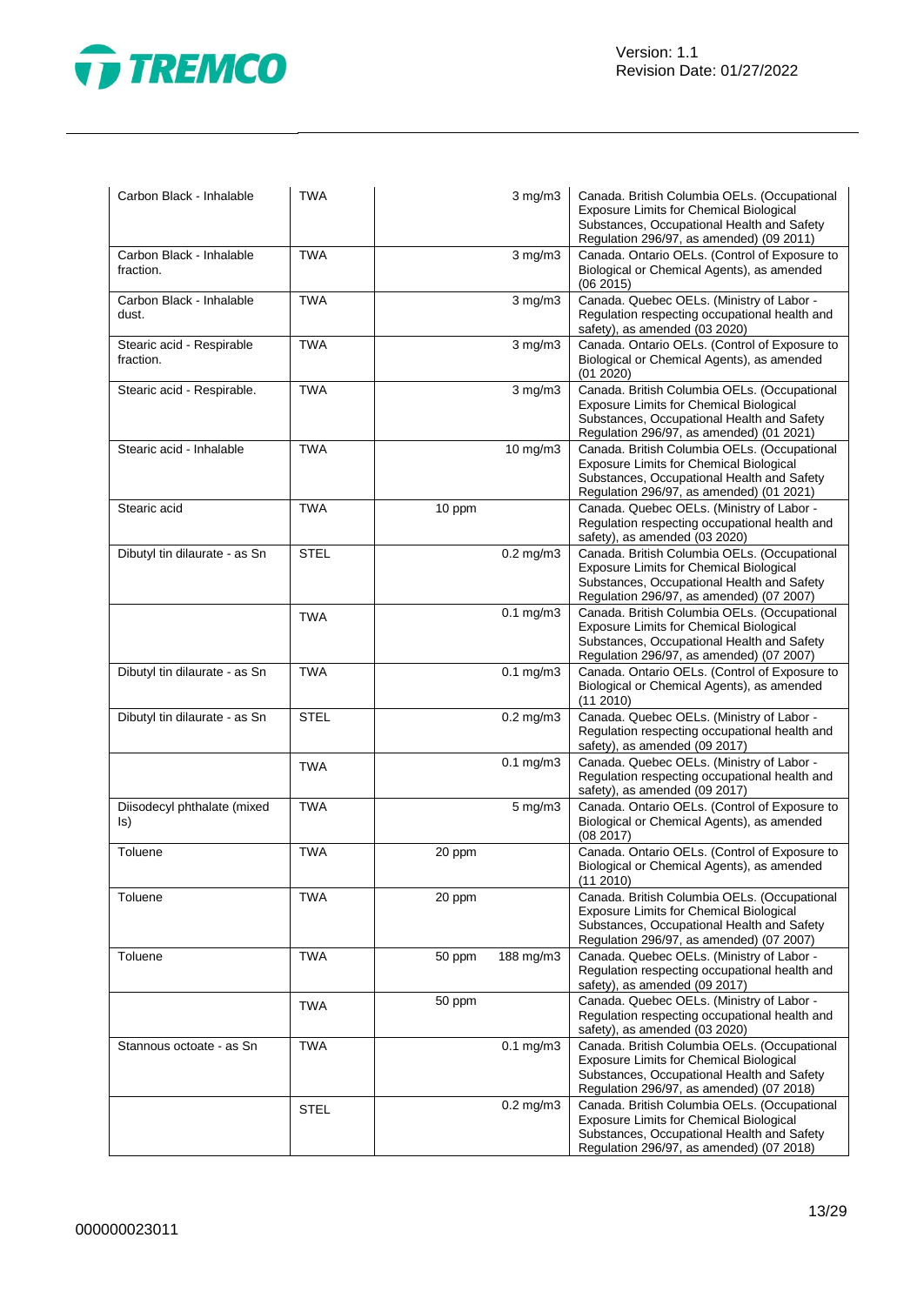| | | | | |
|---|---|---|---|---|
| Carbon Black - Inhalable | TWA | | 3 mg/m3 | Canada. British Columbia OELs. (Occupational Exposure Limits for Chemical Biological Substances, Occupational Health and Safety Regulation 296/97, as amended) (09 2011) |
| Carbon Black - Inhalable fraction. | TWA | | 3 mg/m3 | Canada. Ontario OELs. (Control of Exposure to Biological or Chemical Agents), as amended (06 2015) |
| Carbon Black - Inhalable dust. | TWA | | 3 mg/m3 | Canada. Quebec OELs. (Ministry of Labor - Regulation respecting occupational health and safety), as amended (03 2020) |
| Stearic acid - Respirable fraction. | TWA | | 3 mg/m3 | Canada. Ontario OELs. (Control of Exposure to Biological or Chemical Agents), as amended (01 2020) |
| Stearic acid - Respirable. | TWA | | 3 mg/m3 | Canada. British Columbia OELs. (Occupational Exposure Limits for Chemical Biological Substances, Occupational Health and Safety Regulation 296/97, as amended) (01 2021) |
| Stearic acid - Inhalable | TWA | | 10 mg/m3 | Canada. British Columbia OELs. (Occupational Exposure Limits for Chemical Biological Substances, Occupational Health and Safety Regulation 296/97, as amended) (01 2021) |
| Stearic acid | TWA | 10 ppm | | Canada. Quebec OELs. (Ministry of Labor - Regulation respecting occupational health and safety), as amended (03 2020) |
| Dibutyl tin dilaurate - as Sn | STEL | | 0.2 mg/m3 | Canada. British Columbia OELs. (Occupational Exposure Limits for Chemical Biological Substances, Occupational Health and Safety Regulation 296/97, as amended) (07 2007) |
| | TWA | | 0.1 mg/m3 | Canada. British Columbia OELs. (Occupational Exposure Limits for Chemical Biological Substances, Occupational Health and Safety Regulation 296/97, as amended) (07 2007) |
| Dibutyl tin dilaurate - as Sn | TWA | | 0.1 mg/m3 | Canada. Ontario OELs. (Control of Exposure to Biological or Chemical Agents), as amended (11 2010) |
| Dibutyl tin dilaurate - as Sn | STEL | | 0.2 mg/m3 | Canada. Quebec OELs. (Ministry of Labor - Regulation respecting occupational health and safety), as amended (09 2017) |
| | TWA | | 0.1 mg/m3 | Canada. Quebec OELs. (Ministry of Labor - Regulation respecting occupational health and safety), as amended (09 2017) |
| Diisodecyl phthalate (mixed Is) | TWA | | 5 mg/m3 | Canada. Ontario OELs. (Control of Exposure to Biological or Chemical Agents), as amended (08 2017) |
| Toluene | TWA | 20 ppm | | Canada. Ontario OELs. (Control of Exposure to Biological or Chemical Agents), as amended (11 2010) |
| Toluene | TWA | 20 ppm | | Canada. British Columbia OELs. (Occupational Exposure Limits for Chemical Biological Substances, Occupational Health and Safety Regulation 296/97, as amended) (07 2007) |
| Toluene | TWA | 50 ppm | 188 mg/m3 | Canada. Quebec OELs. (Ministry of Labor - Regulation respecting occupational health and safety), as amended (09 2017) |
| | TWA | 50 ppm | | Canada. Quebec OELs. (Ministry of Labor - Regulation respecting occupational health and safety), as amended (03 2020) |
| Stannous octoate - as Sn | TWA | | 0.1 mg/m3 | Canada. British Columbia OELs. (Occupational Exposure Limits for Chemical Biological Substances, Occupational Health and Safety Regulation 296/97, as amended) (07 2018) |
| | STEL | | 0.2 mg/m3 | Canada. British Columbia OELs. (Occupational Exposure Limits for Chemical Biological Substances, Occupational Health and Safety Regulation 296/97, as amended) (07 2018) |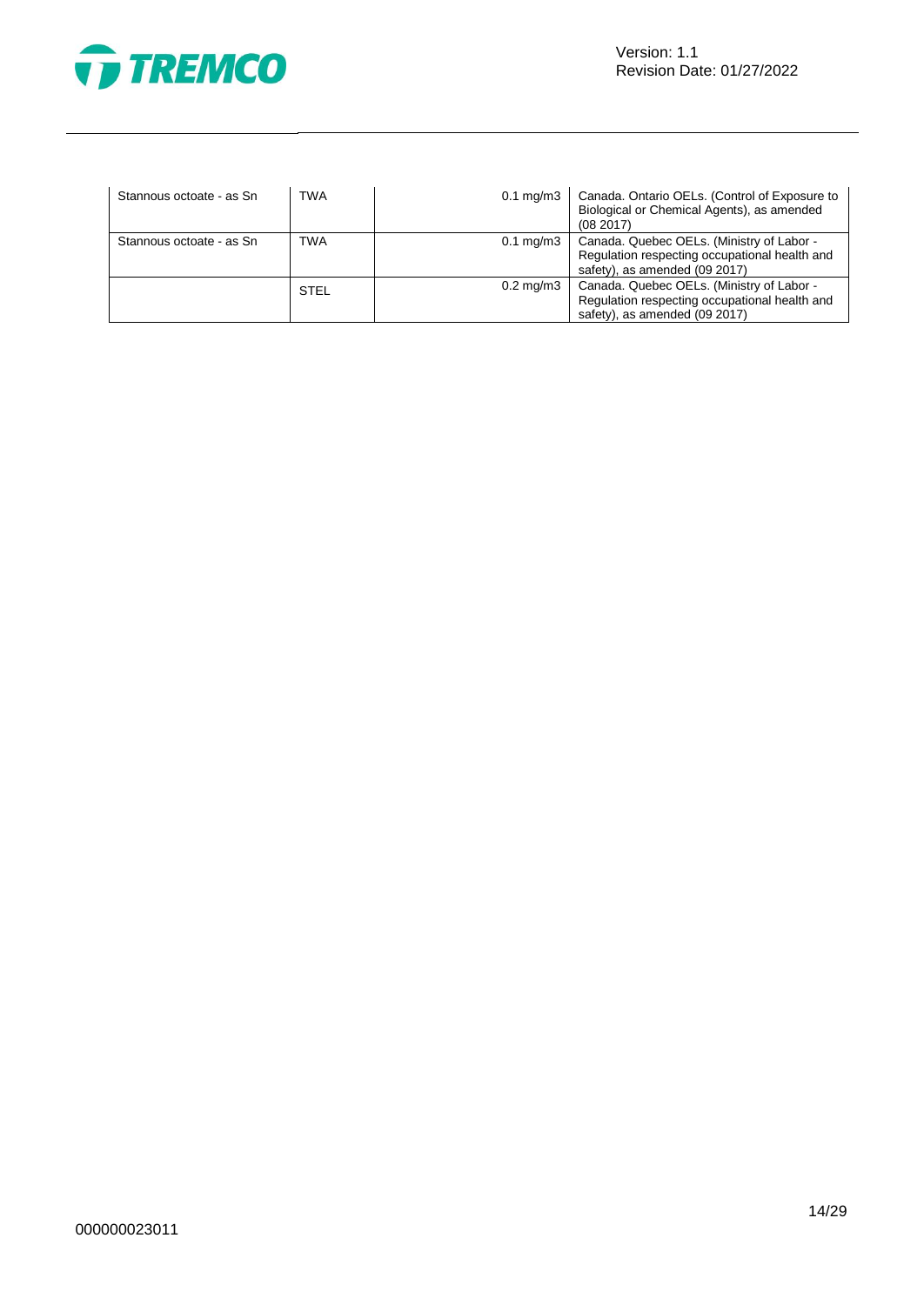| | | | |
|---|---|---|---|
| Stannous octoate - as Sn | TWA | 0.1 mg/m3 | Canada. Ontario OELs. (Control of Exposure to Biological or Chemical Agents), as amended (08 2017) |
| Stannous octoate - as Sn | TWA | 0.1 mg/m3 | Canada. Quebec OELs. (Ministry of Labor - Regulation respecting occupational health and safety), as amended (09 2017) |
| | STEL | 0.2 mg/m3 | Canada. Quebec OELs. (Ministry of Labor - Regulation respecting occupational health and safety), as amended (09 2017) |

000000023011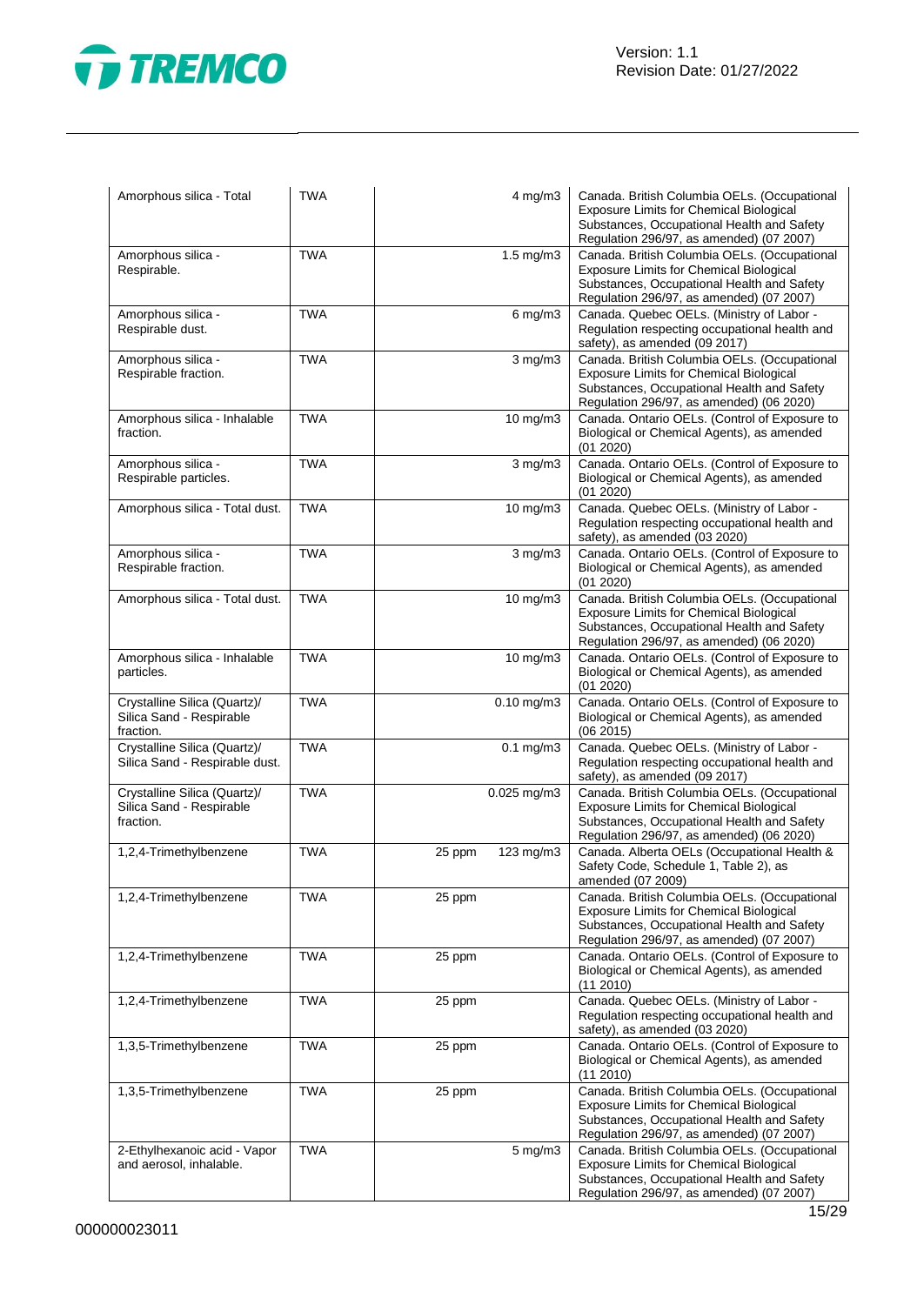| | | | | |
|---|---|---|---|---|
| Amorphous silica - Total | TWA | | 4 mg/m3 | Canada. British Columbia OELs. (Occupational Exposure Limits for Chemical Biological Substances, Occupational Health and Safety Regulation 296/97, as amended) (07 2007) |
| Amorphous silica - Respirable. | TWA | | 1.5 mg/m3 | Canada. British Columbia OELs. (Occupational Exposure Limits for Chemical Biological Substances, Occupational Health and Safety Regulation 296/97, as amended) (07 2007) |
| Amorphous silica - Respirable dust. | TWA | | 6 mg/m3 | Canada. Quebec OELs. (Ministry of Labor - Regulation respecting occupational health and safety), as amended (09 2017) |
| Amorphous silica - Respirable fraction. | TWA | | 3 mg/m3 | Canada. British Columbia OELs. (Occupational Exposure Limits for Chemical Biological Substances, Occupational Health and Safety Regulation 296/97, as amended) (06 2020) |
| Amorphous silica - Inhalable fraction. | TWA | | 10 mg/m3 | Canada. Ontario OELs. (Control of Exposure to Biological or Chemical Agents), as amended (01 2020) |
| Amorphous silica - Respirable particles. | TWA | | 3 mg/m3 | Canada. Ontario OELs. (Control of Exposure to Biological or Chemical Agents), as amended (01 2020) |
| Amorphous silica - Total dust. | TWA | | 10 mg/m3 | Canada. Quebec OELs. (Ministry of Labor - Regulation respecting occupational health and safety), as amended (03 2020) |
| Amorphous silica - Respirable fraction. | TWA | | 3 mg/m3 | Canada. Ontario OELs. (Control of Exposure to Biological or Chemical Agents), as amended (01 2020) |
| Amorphous silica - Total dust. | TWA | | 10 mg/m3 | Canada. British Columbia OELs. (Occupational Exposure Limits for Chemical Biological Substances, Occupational Health and Safety Regulation 296/97, as amended) (06 2020) |
| Amorphous silica - Inhalable particles. | TWA | | 10 mg/m3 | Canada. Ontario OELs. (Control of Exposure to Biological or Chemical Agents), as amended (01 2020) |
| Crystalline Silica (Quartz)/ Silica Sand - Respirable fraction. | TWA | | 0.10 mg/m3 | Canada. Ontario OELs. (Control of Exposure to Biological or Chemical Agents), as amended (06 2015) |
| Crystalline Silica (Quartz)/ Silica Sand - Respirable dust. | TWA | | 0.1 mg/m3 | Canada. Quebec OELs. (Ministry of Labor - Regulation respecting occupational health and safety), as amended (09 2017) |
| Crystalline Silica (Quartz)/ Silica Sand - Respirable fraction. | TWA | | 0.025 mg/m3 | Canada. British Columbia OELs. (Occupational Exposure Limits for Chemical Biological Substances, Occupational Health and Safety Regulation 296/97, as amended) (06 2020) |
| 1,2,4-Trimethylbenzene | TWA | 25 ppm | 123 mg/m3 | Canada. Alberta OELs (Occupational Health & Safety Code, Schedule 1, Table 2), as amended (07 2009) |
| 1,2,4-Trimethylbenzene | TWA | 25 ppm | | Canada. British Columbia OELs. (Occupational Exposure Limits for Chemical Biological Substances, Occupational Health and Safety Regulation 296/97, as amended) (07 2007) |
| 1,2,4-Trimethylbenzene | TWA | 25 ppm | | Canada. Ontario OELs. (Control of Exposure to Biological or Chemical Agents), as amended (11 2010) |
| 1,2,4-Trimethylbenzene | TWA | 25 ppm | | Canada. Quebec OELs. (Ministry of Labor - Regulation respecting occupational health and safety), as amended (03 2020) |
| 1,3,5-Trimethylbenzene | TWA | 25 ppm | | Canada. Ontario OELs. (Control of Exposure to Biological or Chemical Agents), as amended (11 2010) |
| 1,3,5-Trimethylbenzene | TWA | 25 ppm | | Canada. British Columbia OELs. (Occupational Exposure Limits for Chemical Biological Substances, Occupational Health and Safety Regulation 296/97, as amended) (07 2007) |
| 2-Ethylhexanoic acid - Vapor and aerosol, inhalable. | TWA | | 5 mg/m3 | Canada. British Columbia OELs. (Occupational Exposure Limits for Chemical Biological Substances, Occupational Health and Safety Regulation 296/97, as amended) (07 2007) |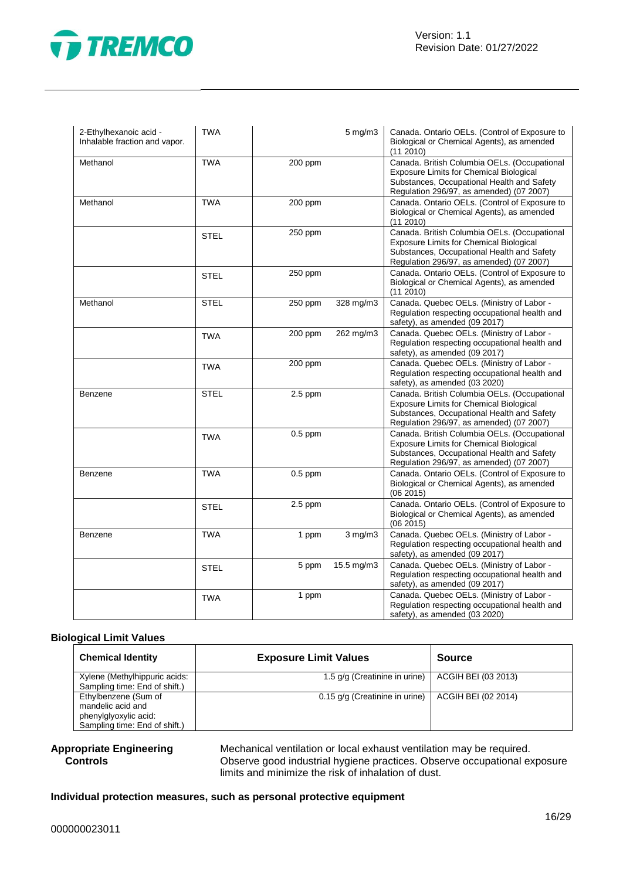| | | | | |
|---|---|---|---|---|
| 2-Ethylhexanoic acid - Inhalable fraction and vapor. | TWA | | 5 mg/m3 | Canada. Ontario OELs. (Control of Exposure to Biological or Chemical Agents), as amended (11 2010) |
| Methanol | TWA | 200 ppm | | Canada. British Columbia OELs. (Occupational Exposure Limits for Chemical Biological Substances, Occupational Health and Safety Regulation 296/97, as amended) (07 2007) |
| Methanol | TWA | 200 ppm | | Canada. Ontario OELs. (Control of Exposure to Biological or Chemical Agents), as amended (11 2010) |
| | STEL | 250 ppm | | Canada. British Columbia OELs. (Occupational Exposure Limits for Chemical Biological Substances, Occupational Health and Safety Regulation 296/97, as amended) (07 2007) |
| | STEL | 250 ppm | | Canada. Ontario OELs. (Control of Exposure to Biological or Chemical Agents), as amended (11 2010) |
| Methanol | STEL | 250 ppm | 328 mg/m3 | Canada. Quebec OELs. (Ministry of Labor - Regulation respecting occupational health and safety), as amended (09 2017) |
| | TWA | 200 ppm | 262 mg/m3 | Canada. Quebec OELs. (Ministry of Labor - Regulation respecting occupational health and safety), as amended (09 2017) |
| | TWA | 200 ppm | | Canada. Quebec OELs. (Ministry of Labor - Regulation respecting occupational health and safety), as amended (03 2020) |
| Benzene | STEL | 2.5 ppm | | Canada. British Columbia OELs. (Occupational Exposure Limits for Chemical Biological Substances, Occupational Health and Safety Regulation 296/97, as amended) (07 2007) |
| | TWA | 0.5 ppm | | Canada. British Columbia OELs. (Occupational Exposure Limits for Chemical Biological Substances, Occupational Health and Safety Regulation 296/97, as amended) (07 2007) |
| Benzene | TWA | 0.5 ppm | | Canada. Ontario OELs. (Control of Exposure to Biological or Chemical Agents), as amended (06 2015) |
| | STEL | 2.5 ppm | | Canada. Ontario OELs. (Control of Exposure to Biological or Chemical Agents), as amended (06 2015) |
| Benzene | TWA | 1 ppm | 3 mg/m3 | Canada. Quebec OELs. (Ministry of Labor - Regulation respecting occupational health and safety), as amended (09 2017) |
| | STEL | 5 ppm | 15.5 mg/m3 | Canada. Quebec OELs. (Ministry of Labor - Regulation respecting occupational health and safety), as amended (09 2017) |
| | TWA | 1 ppm | | Canada. Quebec OELs. (Ministry of Labor - Regulation respecting occupational health and safety), as amended (03 2020) |

### Biological Limit Values

| Chemical Identity | Exposure Limit Values | Source |
|---|---|---|
| Xylene (Methylhippuric acids: Sampling time: End of shift.) | 1.5 g/g (Creatinine in urine) | ACGIH BEI (03 2013) |
| Ethylbenzene (Sum of mandelic acid and phenylglyoxylic acid: Sampling time: End of shift.) | 0.15 g/g (Creatinine in urine) | ACGIH BEI (02 2014) |

**Appropriate Engineering Controls**

Mechanical ventilation or local exhaust ventilation may be required. Observe good industrial hygiene practices. Observe occupational exposure limits and minimize the risk of inhalation of dust.

### Individual protection measures, such as personal protective equipment

000000023011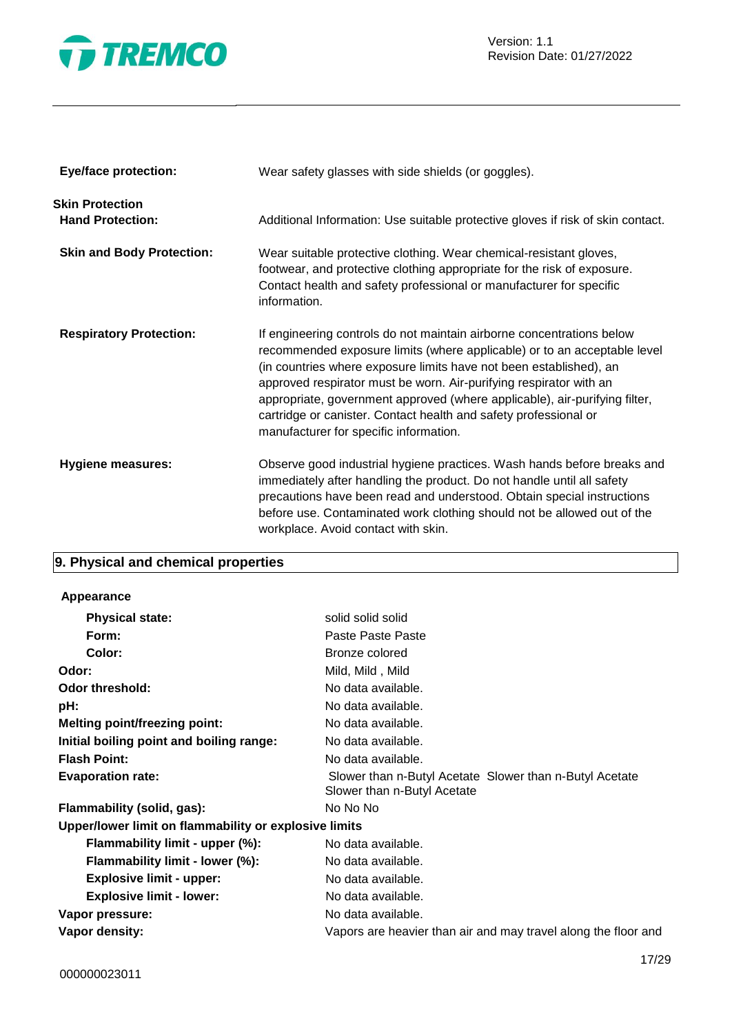**Eye/face protection:** Wear safety glasses with side shields (or goggles).

**Skin Protection**

**Hand Protection:** Additional Information: Use suitable protective gloves if risk of skin contact.

**Skin and Body Protection:** Wear suitable protective clothing. Wear chemical-resistant gloves, footwear, and protective clothing appropriate for the risk of exposure. Contact health and safety professional or manufacturer for specific information.

**Respiratory Protection:** If engineering controls do not maintain airborne concentrations below recommended exposure limits (where applicable) or to an acceptable level (in countries where exposure limits have not been established), an approved respirator must be worn. Air-purifying respirator with an appropriate, government approved (where applicable), air-purifying filter, cartridge or canister. Contact health and safety professional or manufacturer for specific information.

**Hygiene measures:** Observe good industrial hygiene practices. Wash hands before breaks and immediately after handling the product. Do not handle until all safety precautions have been read and understood. Obtain special instructions before use. Contaminated work clothing should not be allowed out of the workplace. Avoid contact with skin.

## 9. Physical and chemical properties

**Appearance**

| | |
|---|---|
| **Physical state:** | solid solid solid |
| **Form:** | Paste Paste Paste |
| **Color:** | Bronze colored |
| **Odor:** | Mild, Mild , Mild |
| **Odor threshold:** | No data available. |
| **pH:** | No data available. |
| **Melting point/freezing point:** | No data available. |
| **Initial boiling point and boiling range:** | No data available. |
| **Flash Point:** | No data available. |
| **Evaporation rate:** | Slower than n-Butyl Acetate Slower than n-Butyl Acetate Slower than n-Butyl Acetate |
| **Flammability (solid, gas):** | No No No |
| **Upper/lower limit on flammability or explosive limits** | |
| **Flammability limit - upper (%):** | No data available. |
| **Flammability limit - lower (%):** | No data available. |
| **Explosive limit - upper:** | No data available. |
| **Explosive limit - lower:** | No data available. |
| **Vapor pressure:** | No data available. |
| **Vapor density:** | Vapors are heavier than air and may travel along the floor and |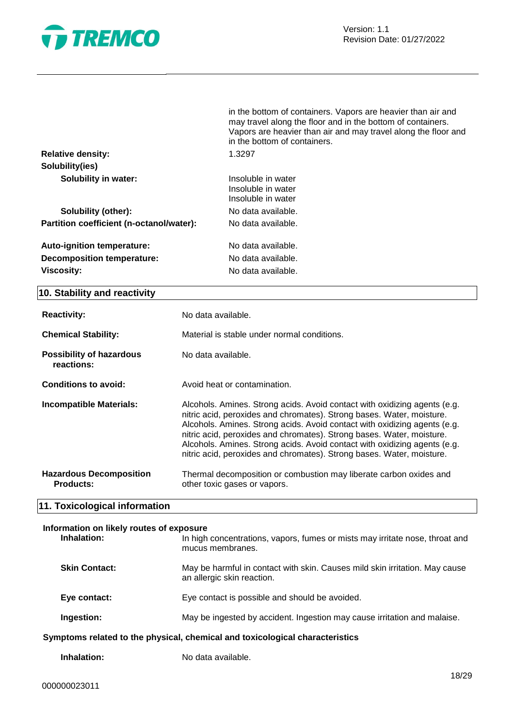| | |
|---|---|
| | in the bottom of containers. Vapors are heavier than air and may travel along the floor and in the bottom of containers. Vapors are heavier than air and may travel along the floor and in the bottom of containers. |
| **Relative density:** | 1.3297 |
| **Solubility(ies)** | |
| **Solubility in water:** | Insoluble in water<br>Insoluble in water<br>Insoluble in water |
| **Solubility (other):** | No data available. |
| **Partition coefficient (n-octanol/water):** | No data available. |
| **Auto-ignition temperature:** | No data available. |
| **Decomposition temperature:** | No data available. |
| **Viscosity:** | No data available. |

## 10. Stability and reactivity

| | |
|---|---|
| **Reactivity:** | No data available. |
| **Chemical Stability:** | Material is stable under normal conditions. |
| **Possibility of hazardous reactions:** | No data available. |
| **Conditions to avoid:** | Avoid heat or contamination. |
| **Incompatible Materials:** | Alcohols. Amines. Strong acids. Avoid contact with oxidizing agents (e.g. nitric acid, peroxides and chromates). Strong bases. Water, moisture. Alcohols. Amines. Strong acids. Avoid contact with oxidizing agents (e.g. nitric acid, peroxides and chromates). Strong bases. Water, moisture. Alcohols. Amines. Strong acids. Avoid contact with oxidizing agents (e.g. nitric acid, peroxides and chromates). Strong bases. Water, moisture. |
| **Hazardous Decomposition Products:** | Thermal decomposition or combustion may liberate carbon oxides and other toxic gases or vapors. |

## 11. Toxicological information

**Information on likely routes of exposure**

| | |
|---|---|
| **Inhalation:** | In high concentrations, vapors, fumes or mists may irritate nose, throat and mucus membranes. |
| **Skin Contact:** | May be harmful in contact with skin. Causes mild skin irritation. May cause an allergic skin reaction. |
| **Eye contact:** | Eye contact is possible and should be avoided. |
| **Ingestion:** | May be ingested by accident. Ingestion may cause irritation and malaise. |

**Symptoms related to the physical, chemical and toxicological characteristics**

| | |
|---|---|
| **Inhalation:** | No data available. |

000000023011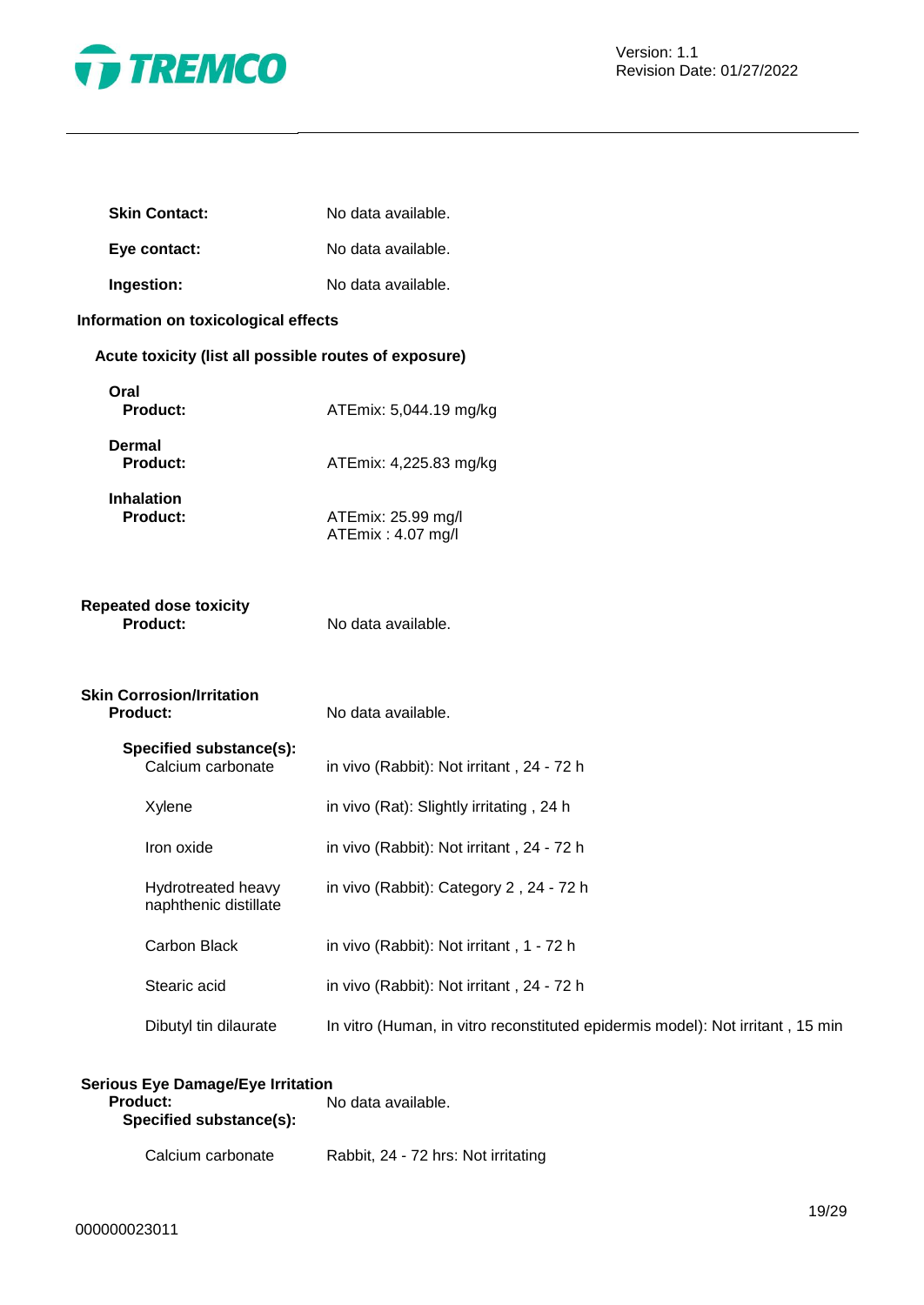**Skin Contact:** No data available.

**Eye contact:** No data available.

**Ingestion:** No data available.

## Information on toxicological effects

### Acute toxicity (list all possible routes of exposure)

**Oral**

**Product:** ATEmix: 5,044.19 mg/kg

**Dermal**

**Product:** ATEmix: 4,225.83 mg/kg

**Inhalation**

**Product:** ATEmix: 25.99 mg/l
ATEmix : 4.07 mg/l

**Repeated dose toxicity**

**Product:** No data available.

**Skin Corrosion/Irritation**

**Product:** No data available.

**Specified substance(s):**

| Substance | Result |
|---|---|
| Calcium carbonate | in vivo (Rabbit): Not irritant , 24 - 72 h |
| Xylene | in vivo (Rat): Slightly irritating , 24 h |
| Iron oxide | in vivo (Rabbit): Not irritant , 24 - 72 h |
| Hydrotreated heavy naphthenic distillate | in vivo (Rabbit): Category 2 , 24 - 72 h |
| Carbon Black | in vivo (Rabbit): Not irritant , 1 - 72 h |
| Stearic acid | in vivo (Rabbit): Not irritant , 24 - 72 h |
| Dibutyl tin dilaurate | In vitro (Human, in vitro reconstituted epidermis model): Not irritant , 15 min |

**Serious Eye Damage/Eye Irritation**

**Product:** No data available.

**Specified substance(s):**

| Substance | Result |
|---|---|
| Calcium carbonate | Rabbit, 24 - 72 hrs: Not irritating |

000000023011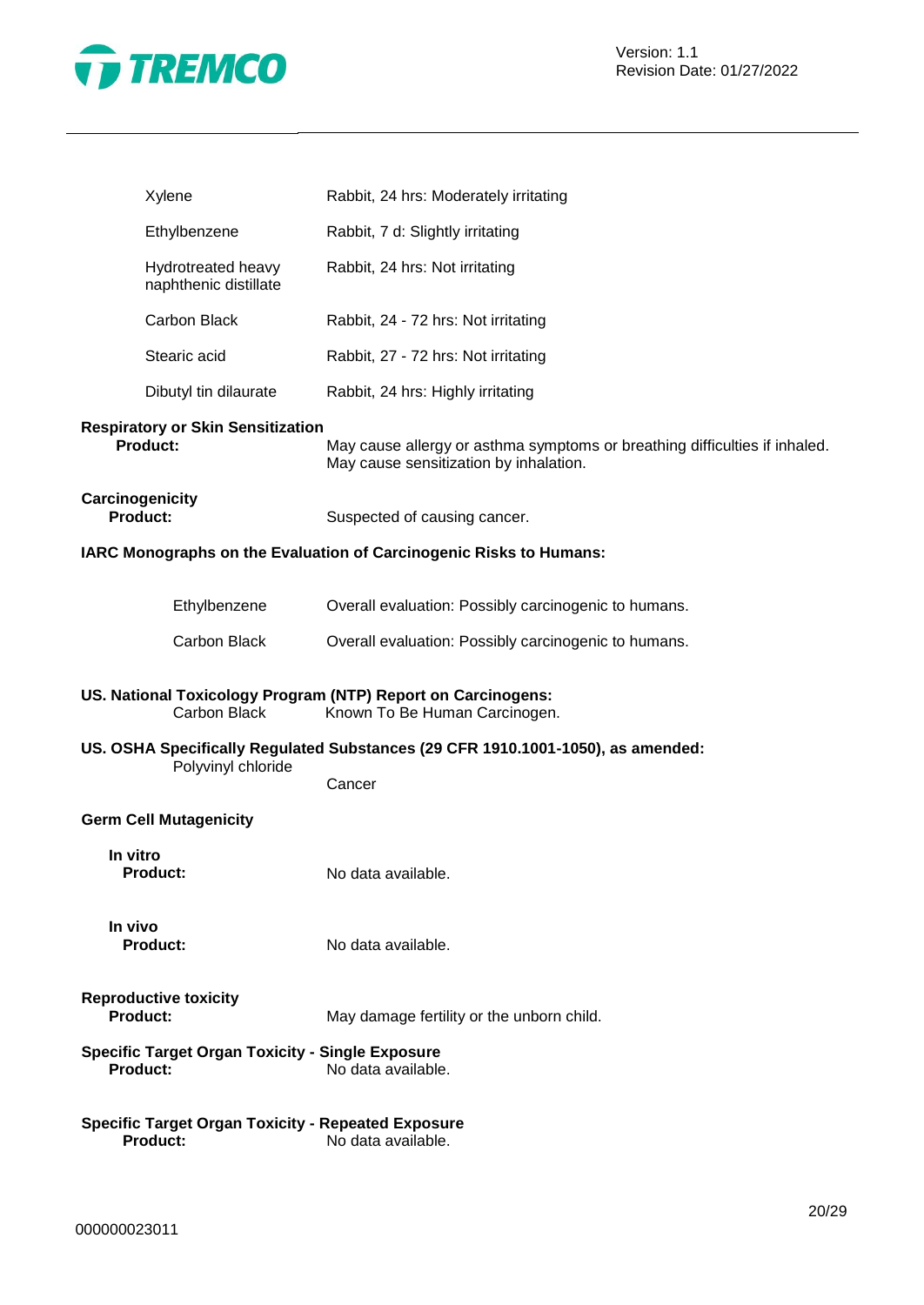| | |
|---|---|
| Xylene | Rabbit, 24 hrs: Moderately irritating |
| Ethylbenzene | Rabbit, 7 d: Slightly irritating |
| Hydrotreated heavy naphthenic distillate | Rabbit, 24 hrs: Not irritating |
| Carbon Black | Rabbit, 24 - 72 hrs: Not irritating |
| Stearic acid | Rabbit, 27 - 72 hrs: Not irritating |
| Dibutyl tin dilaurate | Rabbit, 24 hrs: Highly irritating |

**Respiratory or Skin Sensitization**

**Product:** May cause allergy or asthma symptoms or breathing difficulties if inhaled. May cause sensitization by inhalation.

**Carcinogenicity**

**Product:** Suspected of causing cancer.

**IARC Monographs on the Evaluation of Carcinogenic Risks to Humans:**

| | |
|---|---|
| Ethylbenzene | Overall evaluation: Possibly carcinogenic to humans. |
| Carbon Black | Overall evaluation: Possibly carcinogenic to humans. |

**US. National Toxicology Program (NTP) Report on Carcinogens:**

Carbon Black — Known To Be Human Carcinogen.

**US. OSHA Specifically Regulated Substances (29 CFR 1910.1001-1050), as amended:**

Polyvinyl chloride — Cancer

**Germ Cell Mutagenicity**

**In vitro**

**Product:** No data available.

**In vivo**

**Product:** No data available.

**Reproductive toxicity**

**Product:** May damage fertility or the unborn child.

**Specific Target Organ Toxicity - Single Exposure**

**Product:** No data available.

**Specific Target Organ Toxicity - Repeated Exposure**

**Product:** No data available.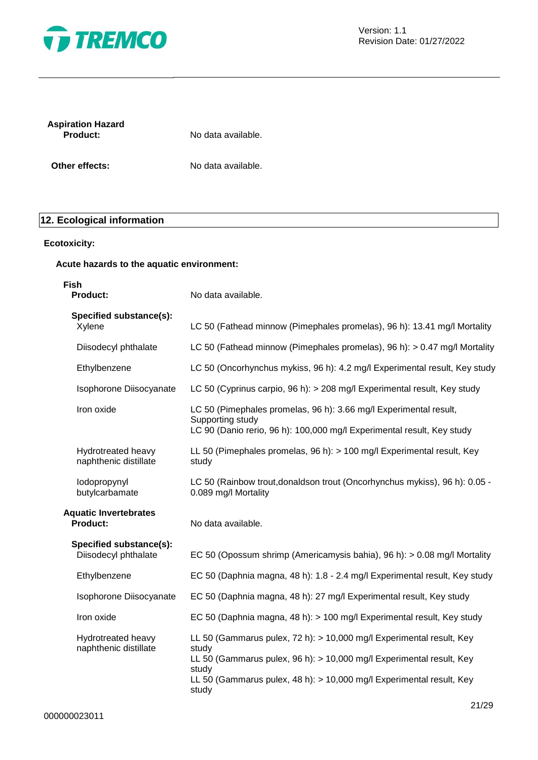**Aspiration Hazard**

**Product:** No data available.

**Other effects:** No data available.

## 12. Ecological information

**Ecotoxicity:**

**Acute hazards to the aquatic environment:**

**Fish**

**Product:** No data available.

**Specified substance(s):**

| | |
|---|---|
| Xylene | LC 50 (Fathead minnow (Pimephales promelas), 96 h): 13.41 mg/l Mortality |
| Diisodecyl phthalate | LC 50 (Fathead minnow (Pimephales promelas), 96 h): > 0.47 mg/l Mortality |
| Ethylbenzene | LC 50 (Oncorhynchus mykiss, 96 h): 4.2 mg/l Experimental result, Key study |
| Isophorone Diisocyanate | LC 50 (Cyprinus carpio, 96 h): > 208 mg/l Experimental result, Key study |
| Iron oxide | LC 50 (Pimephales promelas, 96 h): 3.66 mg/l Experimental result, Supporting study<br>LC 90 (Danio rerio, 96 h): 100,000 mg/l Experimental result, Key study |
| Hydrotreated heavy naphthenic distillate | LL 50 (Pimephales promelas, 96 h): > 100 mg/l Experimental result, Key study |
| Iodopropynyl butylcarbamate | LC 50 (Rainbow trout,donaldson trout (Oncorhynchus mykiss), 96 h): 0.05 - 0.089 mg/l Mortality |

**Aquatic Invertebrates**

**Product:** No data available.

**Specified substance(s):**

| | |
|---|---|
| Diisodecyl phthalate | EC 50 (Opossum shrimp (Americamysis bahia), 96 h): > 0.08 mg/l Mortality |
| Ethylbenzene | EC 50 (Daphnia magna, 48 h): 1.8 - 2.4 mg/l Experimental result, Key study |
| Isophorone Diisocyanate | EC 50 (Daphnia magna, 48 h): 27 mg/l Experimental result, Key study |
| Iron oxide | EC 50 (Daphnia magna, 48 h): > 100 mg/l Experimental result, Key study |
| Hydrotreated heavy naphthenic distillate | LL 50 (Gammarus pulex, 72 h): > 10,000 mg/l Experimental result, Key study<br>LL 50 (Gammarus pulex, 96 h): > 10,000 mg/l Experimental result, Key study<br>LL 50 (Gammarus pulex, 48 h): > 10,000 mg/l Experimental result, Key study |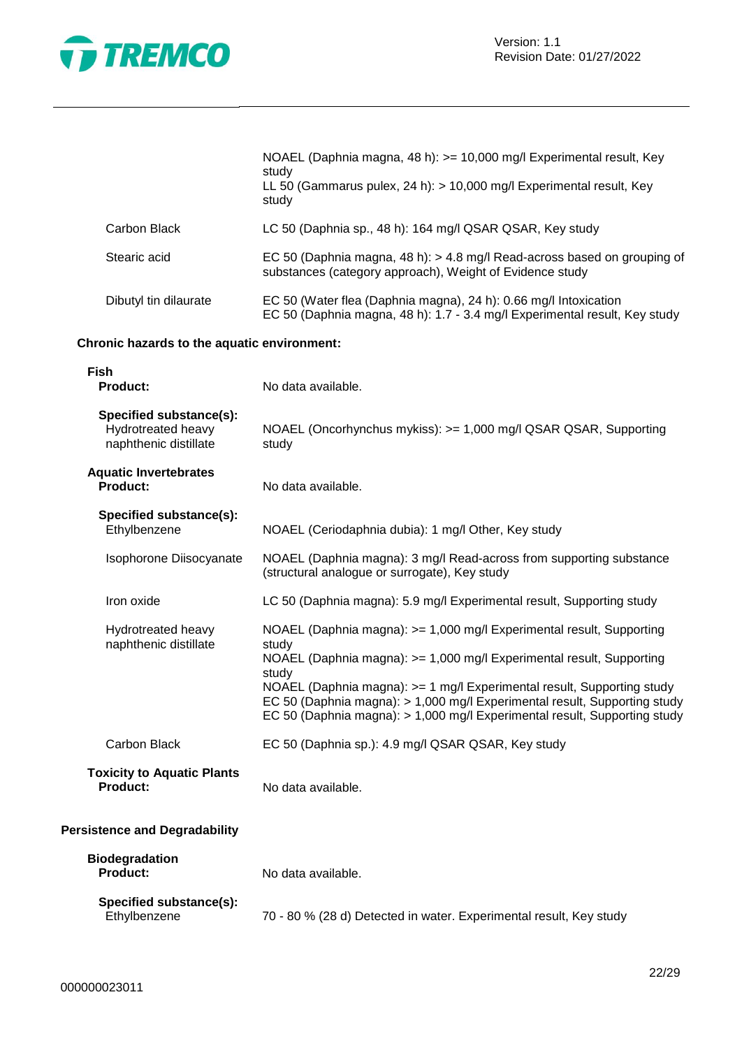| | |
|---|---|
| | NOAEL (Daphnia magna, 48 h): >= 10,000 mg/l Experimental result, Key study<br>LL 50 (Gammarus pulex, 24 h): > 10,000 mg/l Experimental result, Key study |
| Carbon Black | LC 50 (Daphnia sp., 48 h): 164 mg/l QSAR QSAR, Key study |
| Stearic acid | EC 50 (Daphnia magna, 48 h): > 4.8 mg/l Read-across based on grouping of substances (category approach), Weight of Evidence study |
| Dibutyl tin dilaurate | EC 50 (Water flea (Daphnia magna), 24 h): 0.66 mg/l Intoxication<br>EC 50 (Daphnia magna, 48 h): 1.7 - 3.4 mg/l Experimental result, Key study |

**Chronic hazards to the aquatic environment:**

**Fish**

| | |
|---|---|
| **Product:** | No data available. |
| **Specified substance(s):**<br>Hydrotreated heavy naphthenic distillate | NOAEL (Oncorhynchus mykiss): >= 1,000 mg/l QSAR QSAR, Supporting study |

**Aquatic Invertebrates**

| | |
|---|---|
| **Product:** | No data available. |
| **Specified substance(s):**<br>Ethylbenzene | NOAEL (Ceriodaphnia dubia): 1 mg/l Other, Key study |
| Isophorone Diisocyanate | NOAEL (Daphnia magna): 3 mg/l Read-across from supporting substance (structural analogue or surrogate), Key study |
| Iron oxide | LC 50 (Daphnia magna): 5.9 mg/l Experimental result, Supporting study |
| Hydrotreated heavy naphthenic distillate | NOAEL (Daphnia magna): >= 1,000 mg/l Experimental result, Supporting study<br>NOAEL (Daphnia magna): >= 1,000 mg/l Experimental result, Supporting study<br>NOAEL (Daphnia magna): >= 1 mg/l Experimental result, Supporting study<br>EC 50 (Daphnia magna): > 1,000 mg/l Experimental result, Supporting study<br>EC 50 (Daphnia magna): > 1,000 mg/l Experimental result, Supporting study |
| Carbon Black | EC 50 (Daphnia sp.): 4.9 mg/l QSAR QSAR, Key study |

**Toxicity to Aquatic Plants**

| | |
|---|---|
| **Product:** | No data available. |

**Persistence and Degradability**

**Biodegradation**

| | |
|---|---|
| **Product:** | No data available. |
| **Specified substance(s):**<br>Ethylbenzene | 70 - 80 % (28 d) Detected in water. Experimental result, Key study |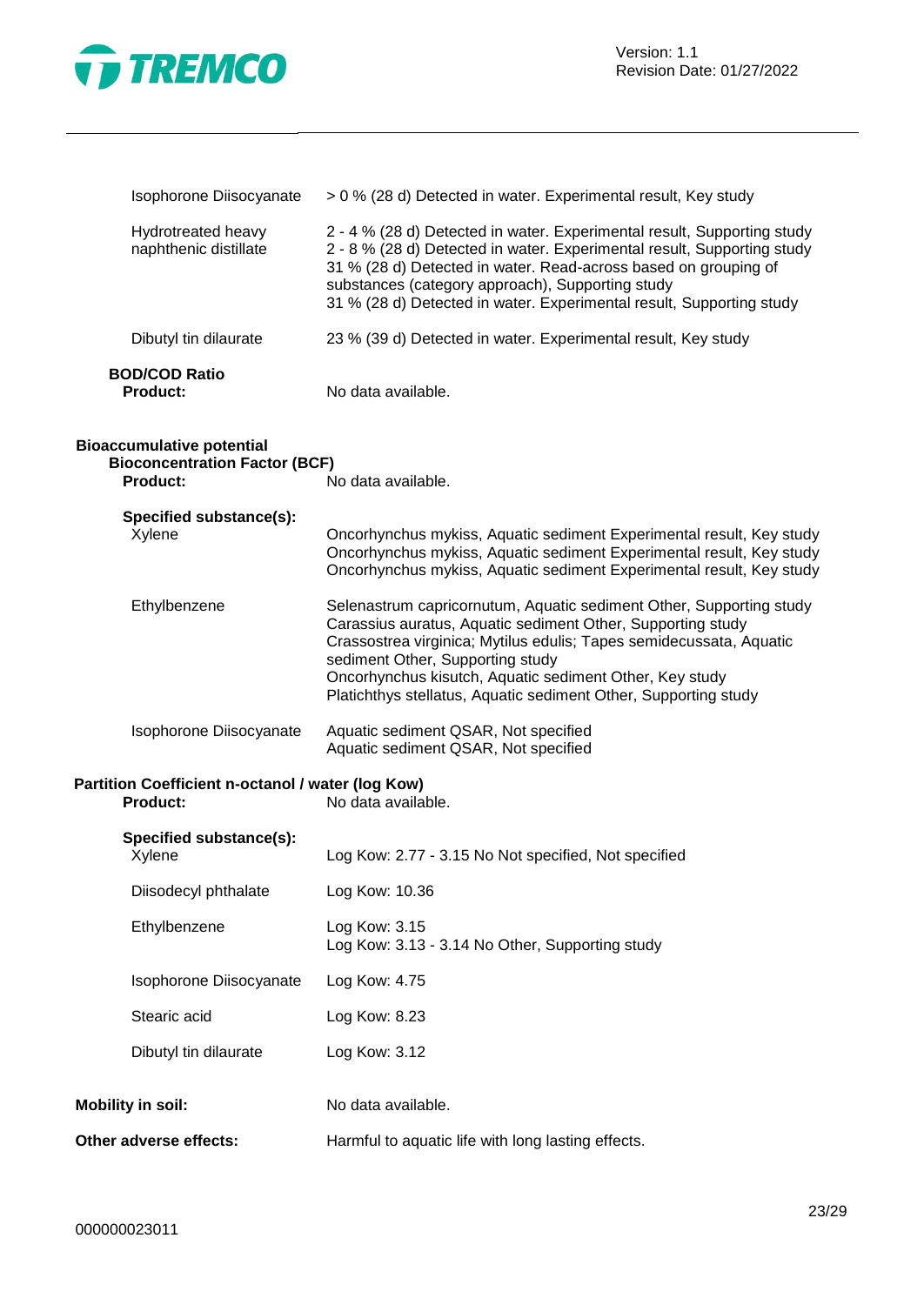| | |
|---|---|
| Isophorone Diisocyanate | > 0 % (28 d) Detected in water. Experimental result, Key study |
| Hydrotreated heavy naphthenic distillate | 2 - 4 % (28 d) Detected in water. Experimental result, Supporting study<br>2 - 8 % (28 d) Detected in water. Experimental result, Supporting study<br>31 % (28 d) Detected in water. Read-across based on grouping of substances (category approach), Supporting study<br>31 % (28 d) Detected in water. Experimental result, Supporting study |
| Dibutyl tin dilaurate | 23 % (39 d) Detected in water. Experimental result, Key study |

**BOD/COD Ratio**

**Product:** No data available.

**Bioaccumulative potential**

**Bioconcentration Factor (BCF)**

**Product:** No data available.

**Specified substance(s):**

| | |
|---|---|
| Xylene | Oncorhynchus mykiss, Aquatic sediment Experimental result, Key study<br>Oncorhynchus mykiss, Aquatic sediment Experimental result, Key study<br>Oncorhynchus mykiss, Aquatic sediment Experimental result, Key study |
| Ethylbenzene | Selenastrum capricornutum, Aquatic sediment Other, Supporting study<br>Carassius auratus, Aquatic sediment Other, Supporting study<br>Crassostrea virginica; Mytilus edulis; Tapes semidecussata, Aquatic sediment Other, Supporting study<br>Oncorhynchus kisutch, Aquatic sediment Other, Key study<br>Platichthys stellatus, Aquatic sediment Other, Supporting study |
| Isophorone Diisocyanate | Aquatic sediment QSAR, Not specified<br>Aquatic sediment QSAR, Not specified |

**Partition Coefficient n-octanol / water (log Kow)**

**Product:** No data available.

**Specified substance(s):**

| | |
|---|---|
| Xylene | Log Kow: 2.77 - 3.15 No Not specified, Not specified |
| Diisodecyl phthalate | Log Kow: 10.36 |
| Ethylbenzene | Log Kow: 3.15<br>Log Kow: 3.13 - 3.14 No Other, Supporting study |
| Isophorone Diisocyanate | Log Kow: 4.75 |
| Stearic acid | Log Kow: 8.23 |
| Dibutyl tin dilaurate | Log Kow: 3.12 |

**Mobility in soil:** No data available.

**Other adverse effects:** Harmful to aquatic life with long lasting effects.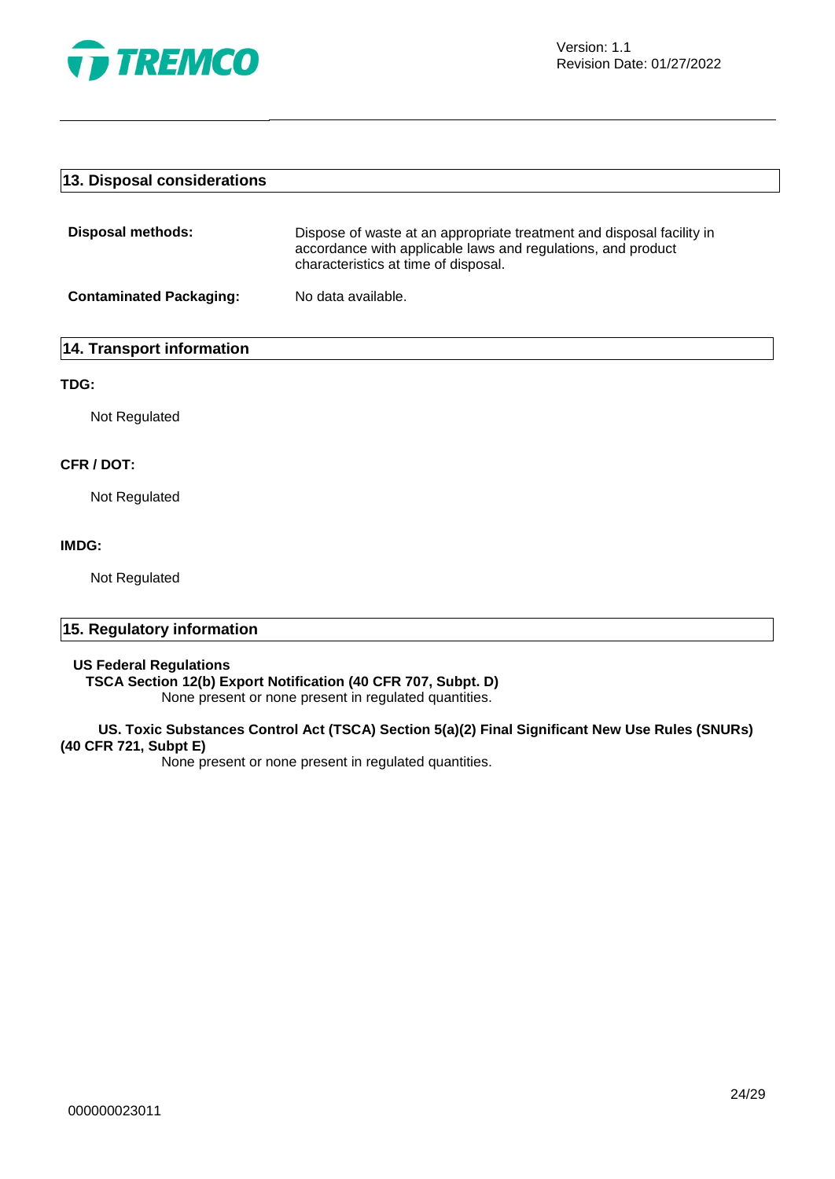## 13. Disposal considerations

**Disposal methods:** Dispose of waste at an appropriate treatment and disposal facility in accordance with applicable laws and regulations, and product characteristics at time of disposal.

**Contaminated Packaging:** No data available.

## 14. Transport information

**TDG:**

Not Regulated

**CFR / DOT:**

Not Regulated

**IMDG:**

Not Regulated

## 15. Regulatory information

**US Federal Regulations**

**TSCA Section 12(b) Export Notification (40 CFR 707, Subpt. D)**

None present or none present in regulated quantities.

**US. Toxic Substances Control Act (TSCA) Section 5(a)(2) Final Significant New Use Rules (SNURs) (40 CFR 721, Subpt E)**

None present or none present in regulated quantities.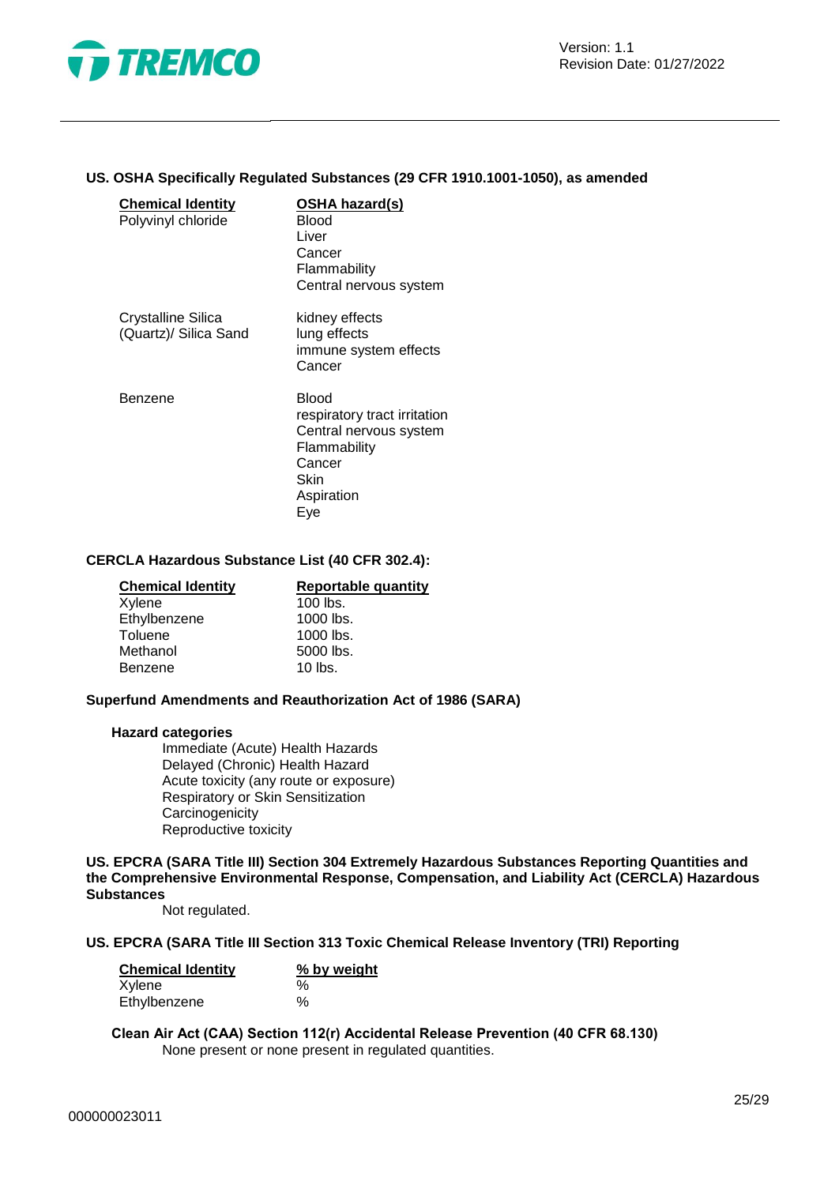### US. OSHA Specifically Regulated Substances (29 CFR 1910.1001-1050), as amended

| Chemical Identity | OSHA hazard(s) |
|---|---|
| Polyvinyl chloride | Blood<br>Liver<br>Cancer<br>Flammability<br>Central nervous system |
| Crystalline Silica (Quartz)/ Silica Sand | kidney effects<br>lung effects<br>immune system effects<br>Cancer |
| Benzene | Blood<br>respiratory tract irritation<br>Central nervous system<br>Flammability<br>Cancer<br>Skin<br>Aspiration<br>Eye |

### CERCLA Hazardous Substance List (40 CFR 302.4):

| Chemical Identity | Reportable quantity |
|---|---|
| Xylene | 100 lbs. |
| Ethylbenzene | 1000 lbs. |
| Toluene | 1000 lbs. |
| Methanol | 5000 lbs. |
| Benzene | 10 lbs. |

### Superfund Amendments and Reauthorization Act of 1986 (SARA)

**Hazard categories**

Immediate (Acute) Health Hazards
Delayed (Chronic) Health Hazard
Acute toxicity (any route or exposure)
Respiratory or Skin Sensitization
Carcinogenicity
Reproductive toxicity

### US. EPCRA (SARA Title III) Section 304 Extremely Hazardous Substances Reporting Quantities and the Comprehensive Environmental Response, Compensation, and Liability Act (CERCLA) Hazardous Substances

Not regulated.

### US. EPCRA (SARA Title III Section 313 Toxic Chemical Release Inventory (TRI) Reporting

| Chemical Identity | % by weight |
|---|---|
| Xylene | % |
| Ethylbenzene | % |

**Clean Air Act (CAA) Section 112(r) Accidental Release Prevention (40 CFR 68.130)**

None present or none present in regulated quantities.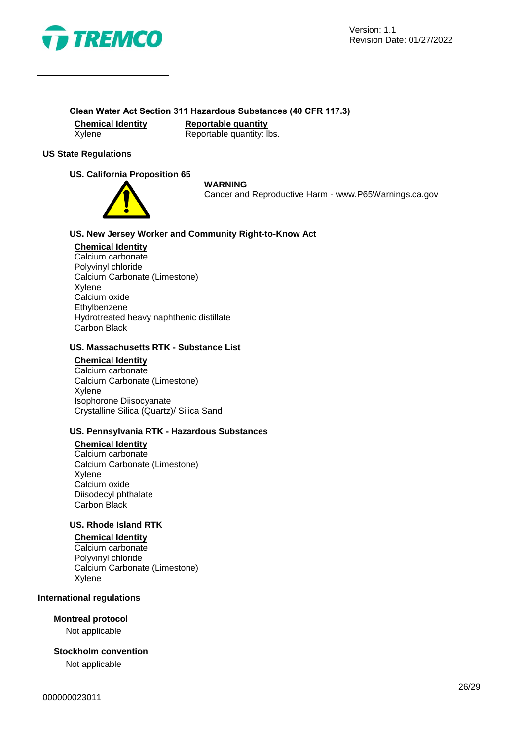### Clean Water Act Section 311 Hazardous Substances (40 CFR 117.3)

| Chemical Identity | Reportable quantity |
|---|---|
| Xylene | Reportable quantity: lbs. |

## US State Regulations

### US. California Proposition 65

**WARNING**
Cancer and Reproductive Harm - www.P65Warnings.ca.gov

### US. New Jersey Worker and Community Right-to-Know Act

**Chemical Identity**
Calcium carbonate
Polyvinyl chloride
Calcium Carbonate (Limestone)
Xylene
Calcium oxide
Ethylbenzene
Hydrotreated heavy naphthenic distillate
Carbon Black

### US. Massachusetts RTK - Substance List

**Chemical Identity**
Calcium carbonate
Calcium Carbonate (Limestone)
Xylene
Isophorone Diisocyanate
Crystalline Silica (Quartz)/ Silica Sand

### US. Pennsylvania RTK - Hazardous Substances

**Chemical Identity**
Calcium carbonate
Calcium Carbonate (Limestone)
Xylene
Calcium oxide
Diisodecyl phthalate
Carbon Black

### US. Rhode Island RTK

**Chemical Identity**
Calcium carbonate
Polyvinyl chloride
Calcium Carbonate (Limestone)
Xylene

## International regulations

### Montreal protocol

Not applicable

### Stockholm convention

Not applicable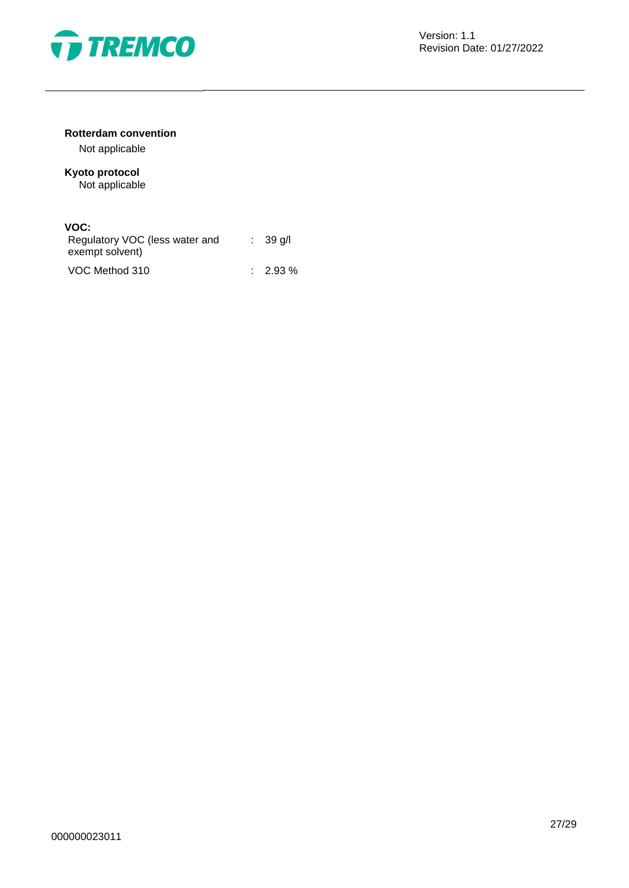**Rotterdam convention**

Not applicable

**Kyoto protocol**

Not applicable

**VOC:**

| | |
|---|---|
| Regulatory VOC (less water and exempt solvent) | : 39 g/l |
| VOC Method 310 | : 2.93 % |

000000023011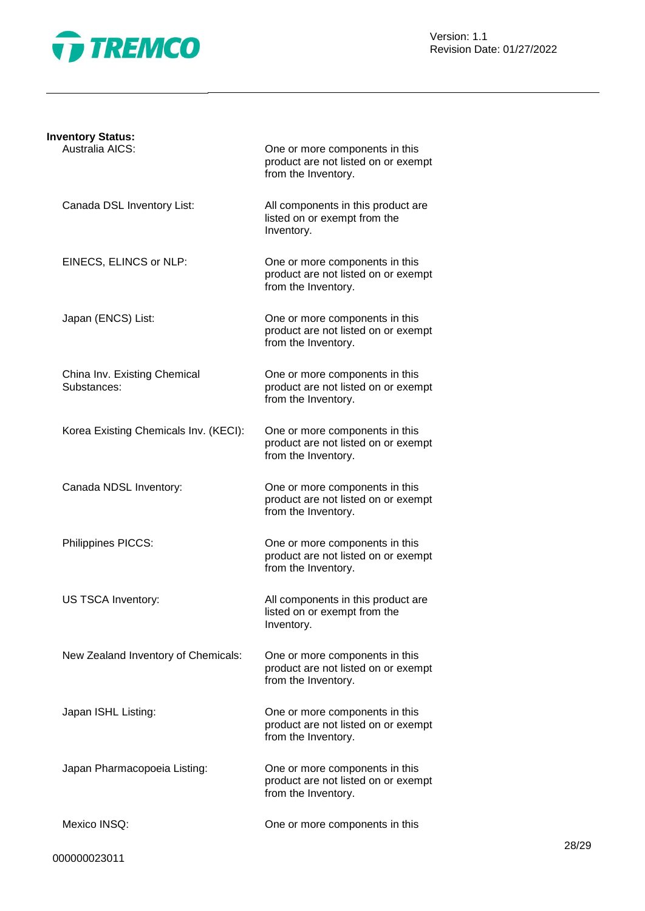**Inventory Status:**

| | |
|---|---|
| Australia AICS: | One or more components in this product are not listed on or exempt from the Inventory. |
| Canada DSL Inventory List: | All components in this product are listed on or exempt from the Inventory. |
| EINECS, ELINCS or NLP: | One or more components in this product are not listed on or exempt from the Inventory. |
| Japan (ENCS) List: | One or more components in this product are not listed on or exempt from the Inventory. |
| China Inv. Existing Chemical Substances: | One or more components in this product are not listed on or exempt from the Inventory. |
| Korea Existing Chemicals Inv. (KECI): | One or more components in this product are not listed on or exempt from the Inventory. |
| Canada NDSL Inventory: | One or more components in this product are not listed on or exempt from the Inventory. |
| Philippines PICCS: | One or more components in this product are not listed on or exempt from the Inventory. |
| US TSCA Inventory: | All components in this product are listed on or exempt from the Inventory. |
| New Zealand Inventory of Chemicals: | One or more components in this product are not listed on or exempt from the Inventory. |
| Japan ISHL Listing: | One or more components in this product are not listed on or exempt from the Inventory. |
| Japan Pharmacopoeia Listing: | One or more components in this product are not listed on or exempt from the Inventory. |
| Mexico INSQ: | One or more components in this |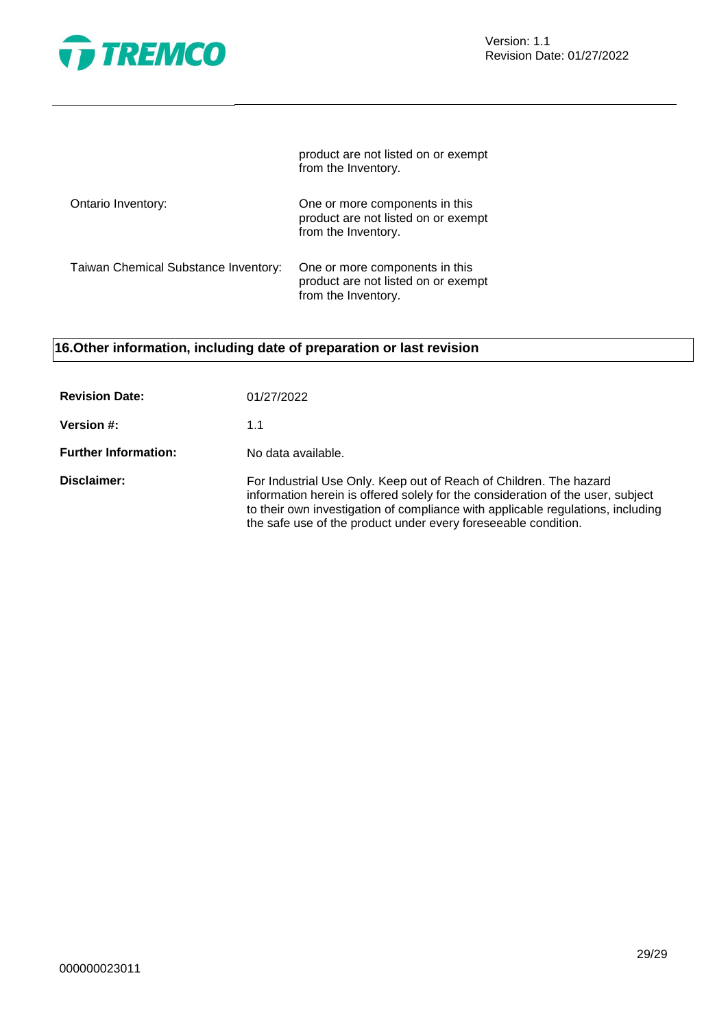product are not listed on or exempt from the Inventory.

| | |
|---|---|
| Ontario Inventory: | One or more components in this product are not listed on or exempt from the Inventory. |
| Taiwan Chemical Substance Inventory: | One or more components in this product are not listed on or exempt from the Inventory. |

## 16.Other information, including date of preparation or last revision

| | |
|---|---|
| **Revision Date:** | 01/27/2022 |
| **Version #:** | 1.1 |
| **Further Information:** | No data available. |
| **Disclaimer:** | For Industrial Use Only. Keep out of Reach of Children. The hazard information herein is offered solely for the consideration of the user, subject to their own investigation of compliance with applicable regulations, including the safe use of the product under every foreseeable condition. |

000000023011